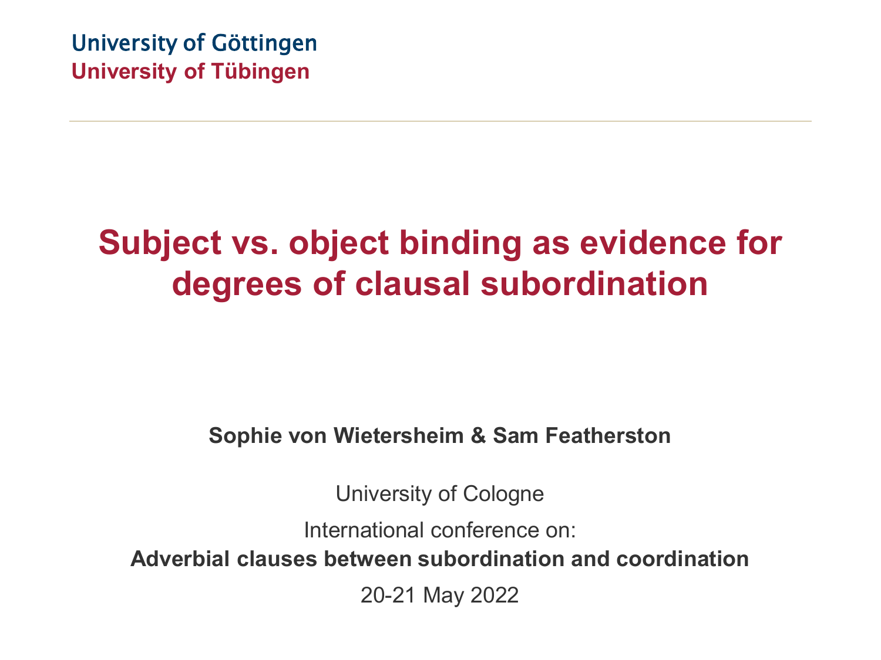University of Göttingen

University of Tübingen

# Subject vs. object binding as evidence for degrees of clausal subordination

**Sophie von Wietersheim & Sam Featherston**

University of Cologne

International conference on:

**Adverbial clauses between subordination and coordination**

20-21 May 2022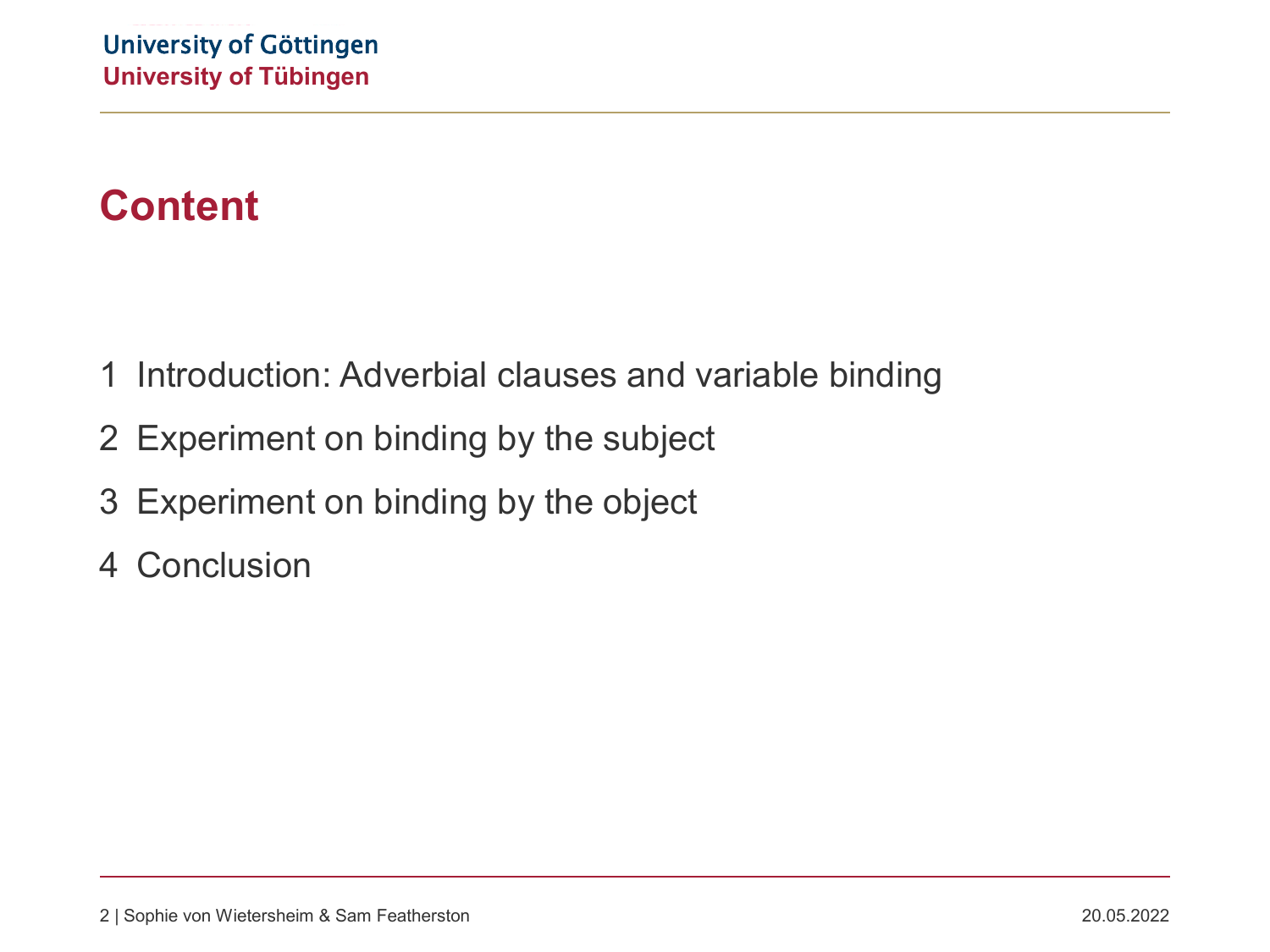# Content

1 Introduction: Adverbial clauses and variable binding

2 Experiment on binding by the subject

3 Experiment on binding by the object

4 Conclusion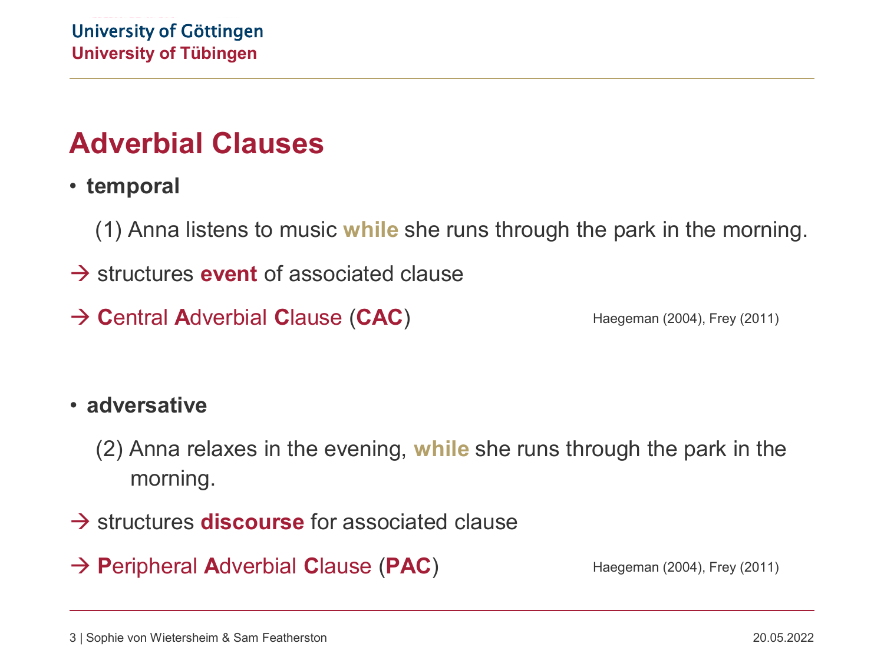# Adverbial Clauses

- **temporal**

  (1) Anna listens to music **while** she runs through the park in the morning.

→ structures **event** of associated clause

→ **C**entral **A**dverbial **C**lause (**CAC**) Haegeman (2004), Frey (2011)

- **adversative**

  (2) Anna relaxes in the evening, **while** she runs through the park in the morning.

→ structures **discourse** for associated clause

→ **P**eripheral **A**dverbial **C**lause (**PAC**) Haegeman (2004), Frey (2011)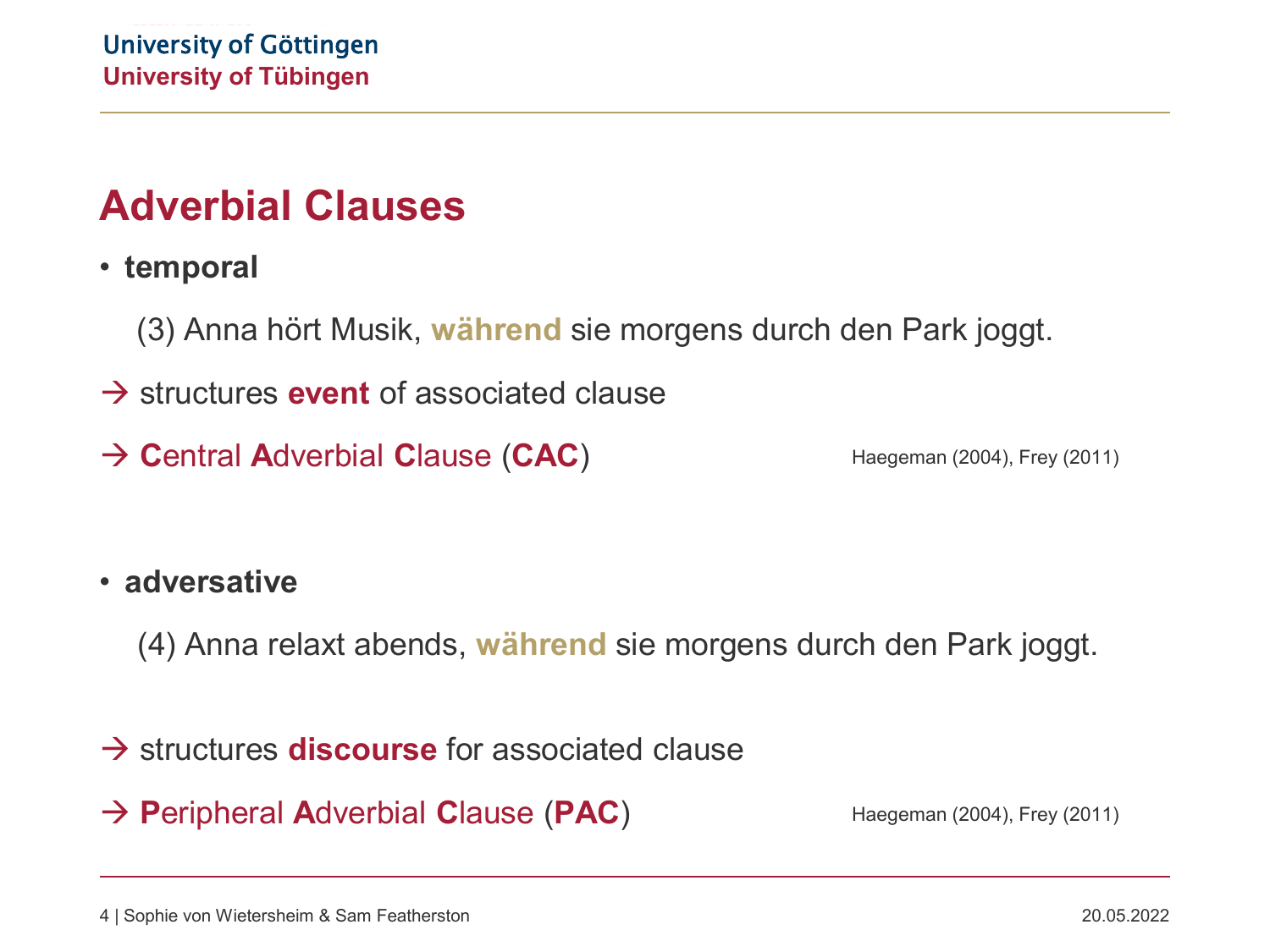# Adverbial Clauses

- **temporal**

  (3) Anna hört Musik, **während** sie morgens durch den Park joggt.

→ structures **event** of associated clause

→ **C**entral **A**dverbial **C**lause (**CAC**) Haegeman (2004), Frey (2011)

- **adversative**

  (4) Anna relaxt abends, **während** sie morgens durch den Park joggt.

→ structures **discourse** for associated clause

→ **P**eripheral **A**dverbial **C**lause (**PAC**) Haegeman (2004), Frey (2011)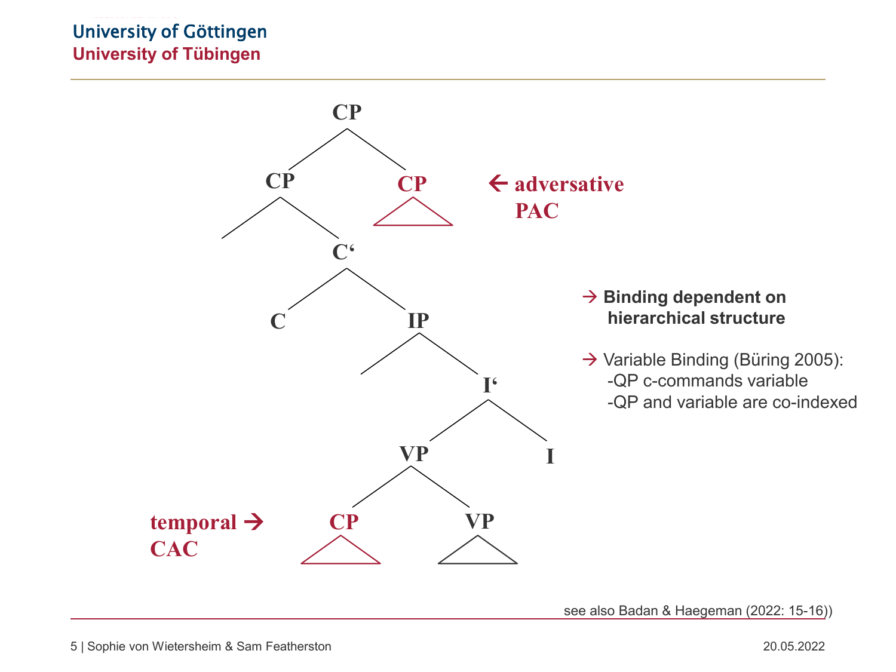CP

CP | CP ← adversative PAC

C'

C | IP

I'

VP | I

temporal → CAC: CP | VP

→ **Binding dependent on hierarchical structure**

→ Variable Binding (Büring 2005):
- QP c-commands variable
- QP and variable are co-indexed

see also Badan & Haegeman (2022: 15-16))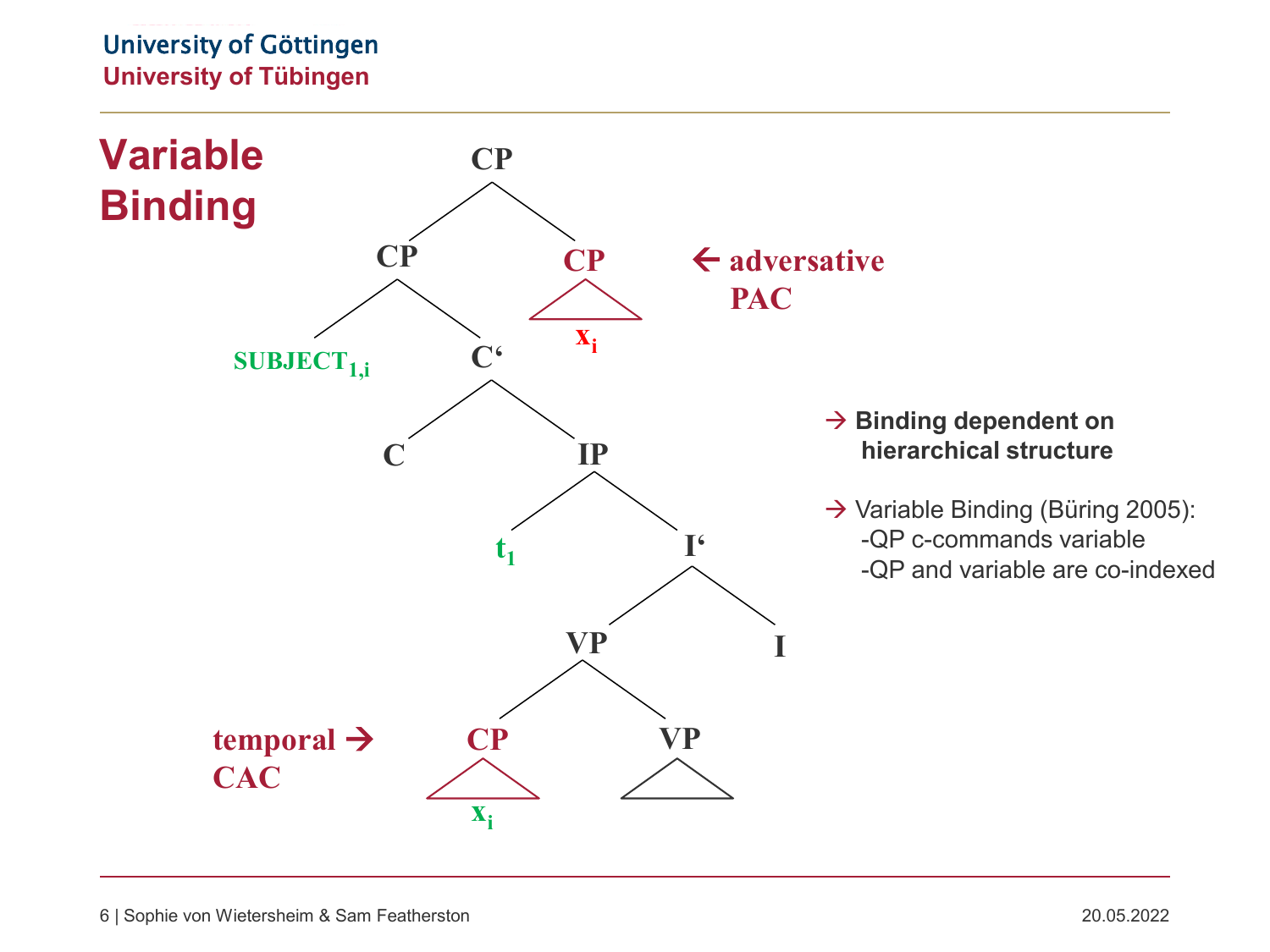# Variable Binding

```
                    CP
                  /    \
                CP      CP  ← adversative PAC
              /    \    /\
    SUBJECT_1,i    C'   x_i
                 /   \
                C     IP
                    /    \
                  t_1     I'
                        /    \
                      VP      I
                    /    \
temporal CAC →    CP      VP
                  /\      /\
                  x_i
```

→ **Binding dependent on hierarchical structure**

→ Variable Binding (Büring 2005):
- QP c-commands variable
- QP and variable are co-indexed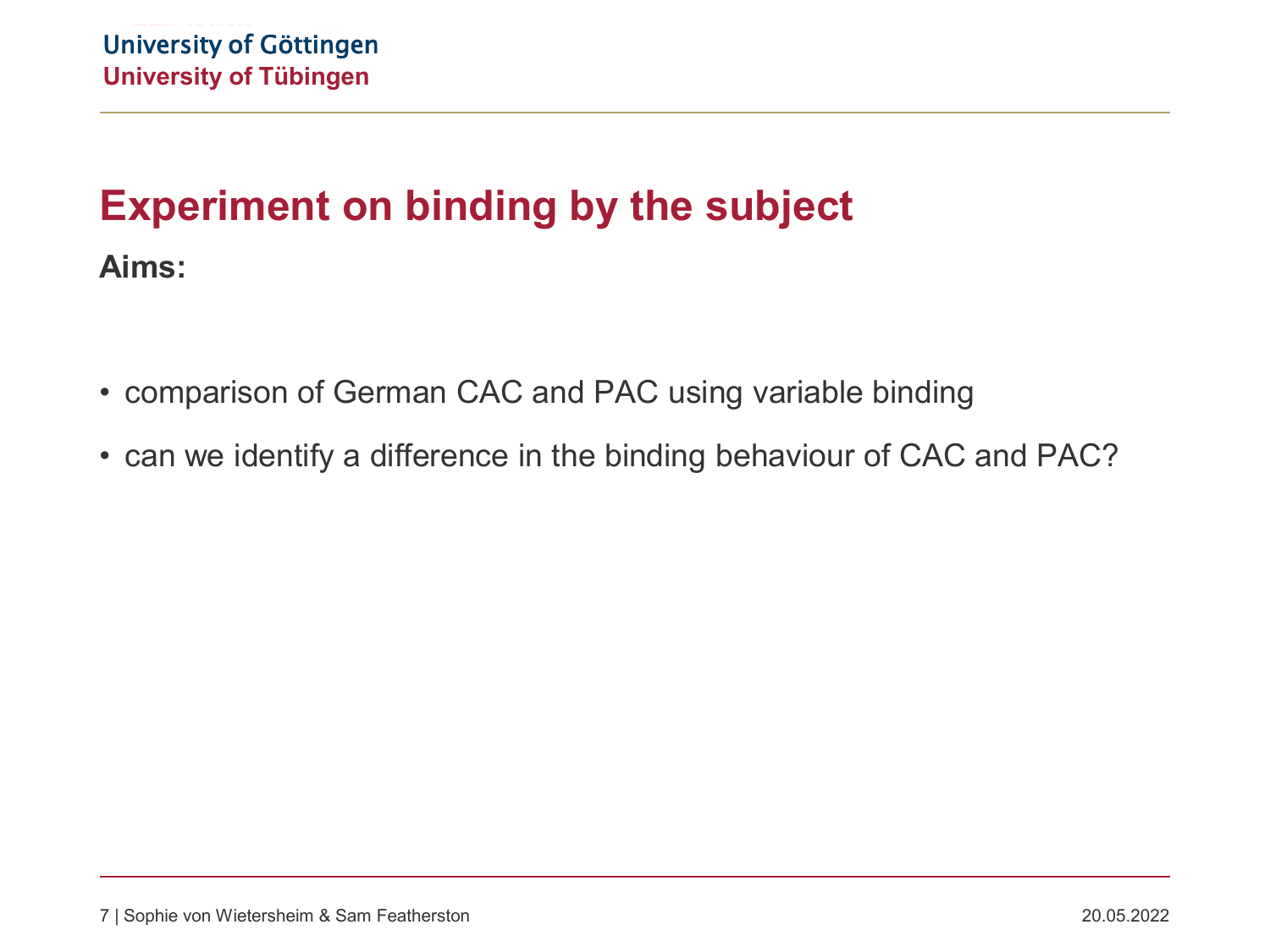# Experiment on binding by the subject

**Aims:**

- comparison of German CAC and PAC using variable binding
- can we identify a difference in the binding behaviour of CAC and PAC?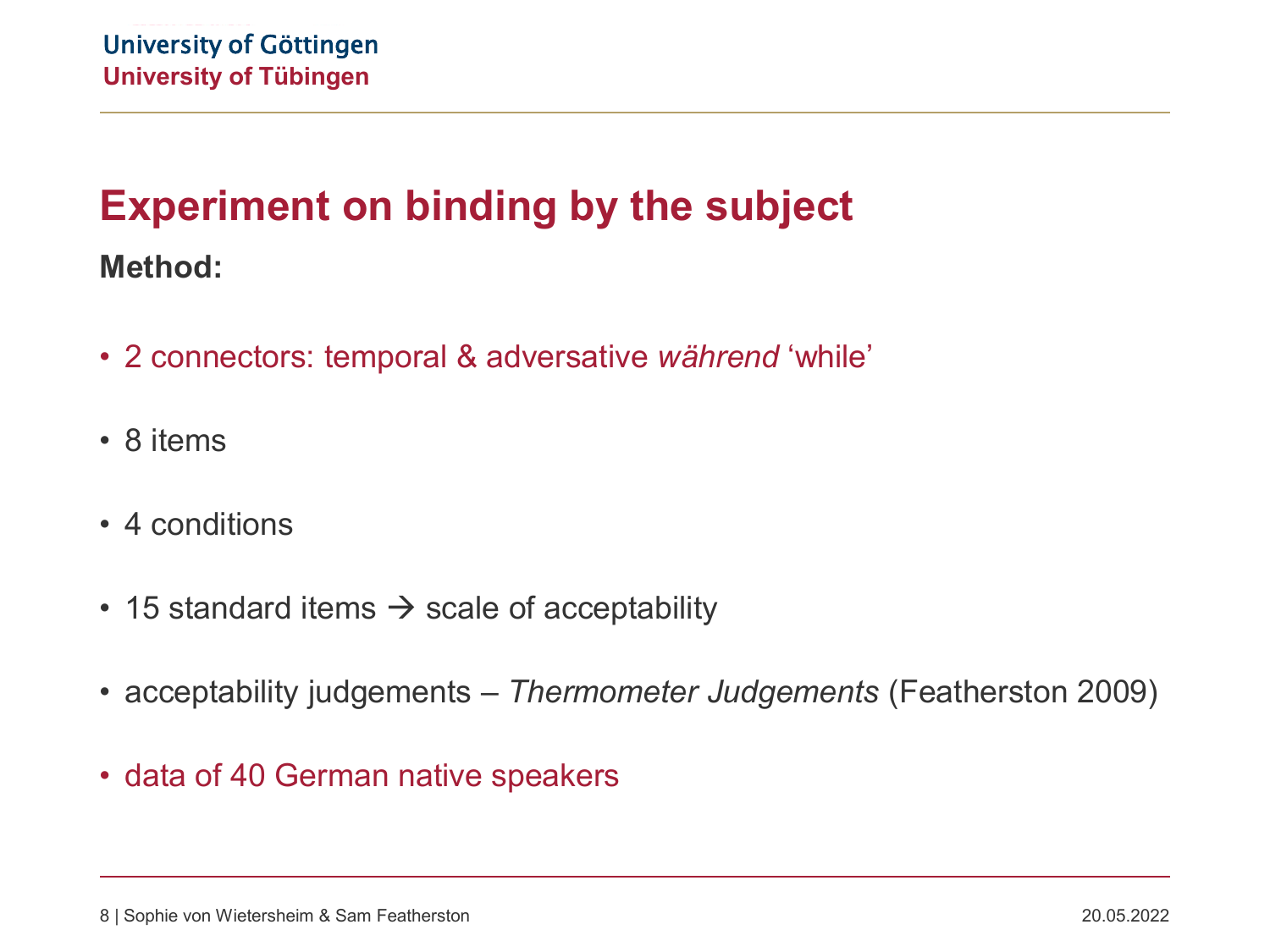## Experiment on binding by the subject

**Method:**

- 2 connectors: temporal & adversative *während* ‘while’
- 8 items
- 4 conditions
- 15 standard items → scale of acceptability
- acceptability judgements – *Thermometer Judgements* (Featherston 2009)
- data of 40 German native speakers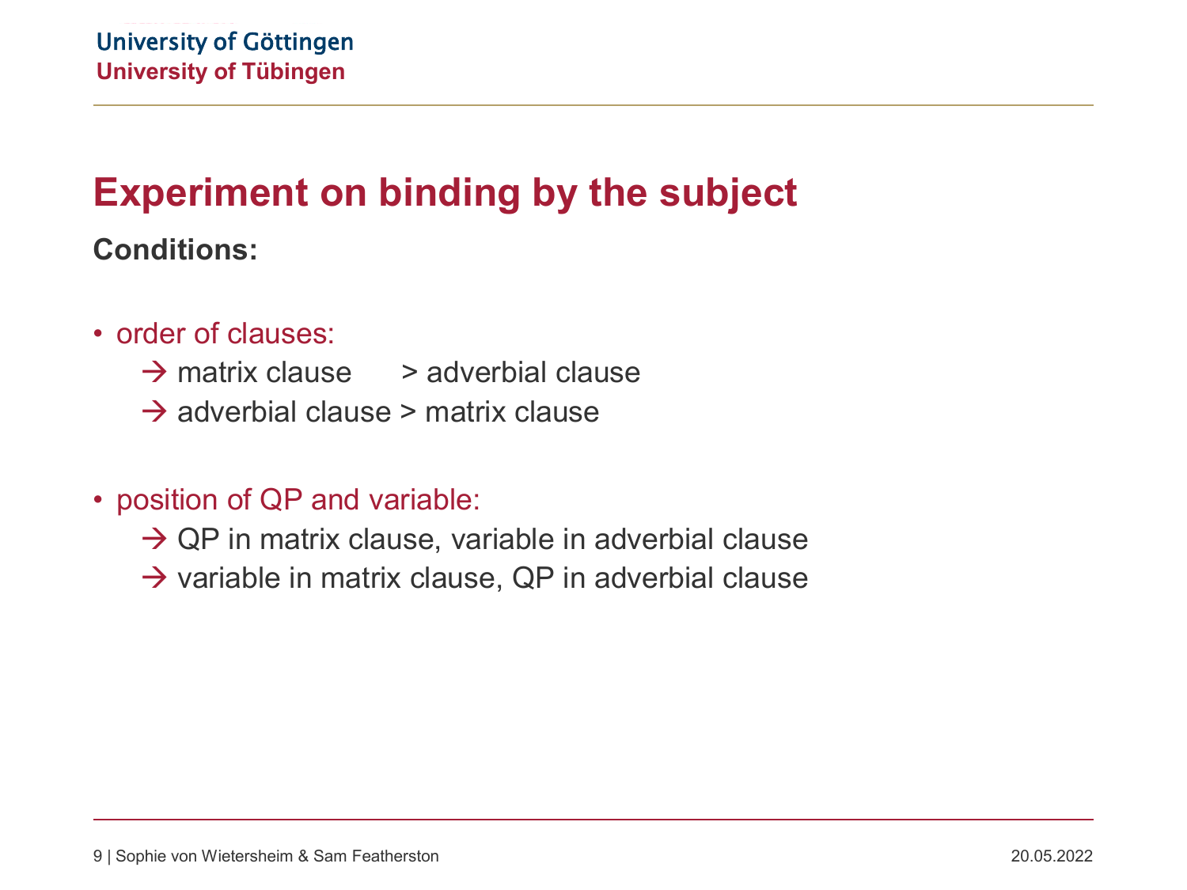# Experiment on binding by the subject

**Conditions:**

- order of clauses:
  - → matrix clause > adverbial clause
  - → adverbial clause > matrix clause

- position of QP and variable:
  - → QP in matrix clause, variable in adverbial clause
  - → variable in matrix clause, QP in adverbial clause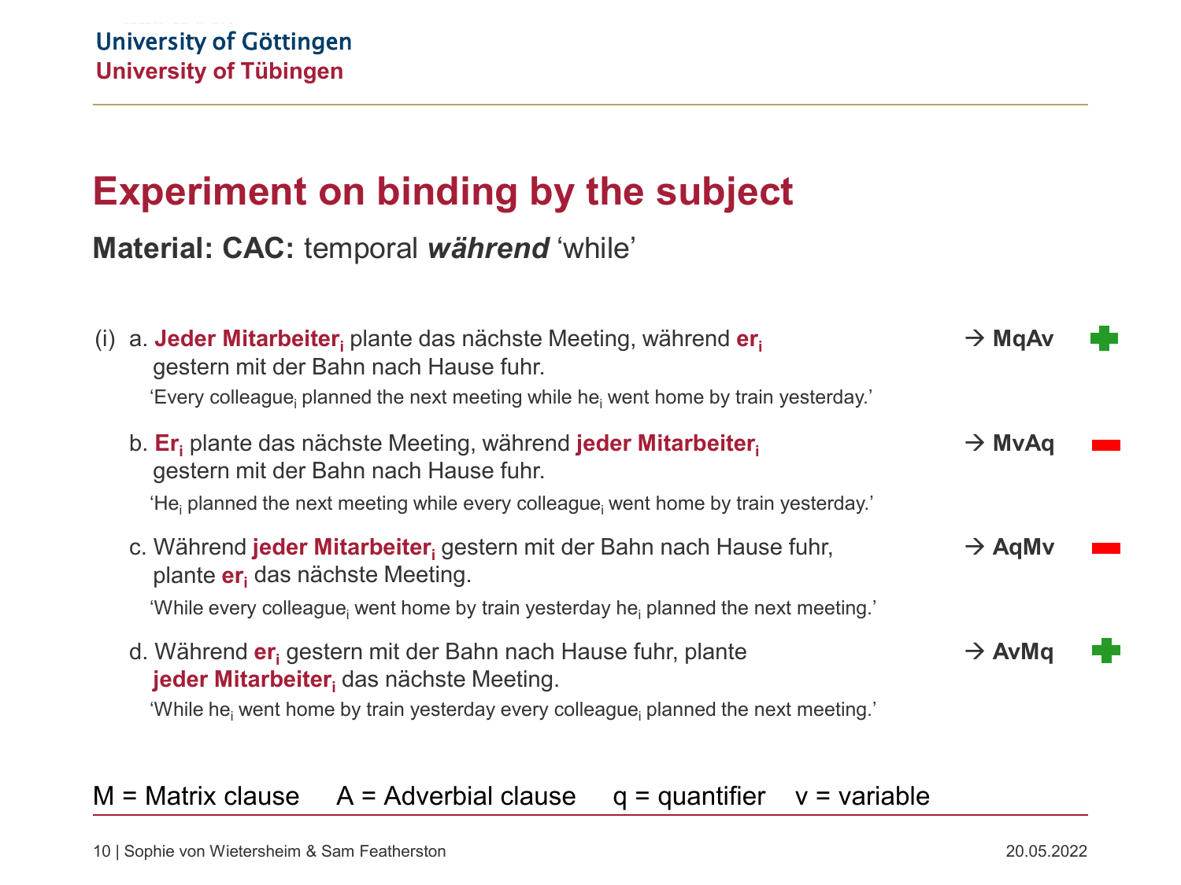# Experiment on binding by the subject

**Material: CAC:** temporal ***während*** 'while'

(i) a. **Jeder Mitarbeiter$_i$** plante das nächste Meeting, während **er$_i$** gestern mit der Bahn nach Hause fuhr. → **MqAv** ✚
'Every colleague$_i$ planned the next meeting while he$_i$ went home by train yesterday.'

b. **Er$_i$** plante das nächste Meeting, während **jeder Mitarbeiter$_i$** gestern mit der Bahn nach Hause fuhr. → **MvAq** ▬
'He$_i$ planned the next meeting while every colleague$_i$ went home by train yesterday.'

c. Während **jeder Mitarbeiter$_i$** gestern mit der Bahn nach Hause fuhr, plante **er$_i$** das nächste Meeting. → **AqMv** ▬
'While every colleague$_i$ went home by train yesterday he$_i$ planned the next meeting.'

d. Während **er$_i$** gestern mit der Bahn nach Hause fuhr, plante **jeder Mitarbeiter$_i$** das nächste Meeting. → **AvMq** ✚
'While he$_i$ went home by train yesterday every colleague$_i$ planned the next meeting.'

M = Matrix clause  A = Adverbial clause  q = quantifier  v = variable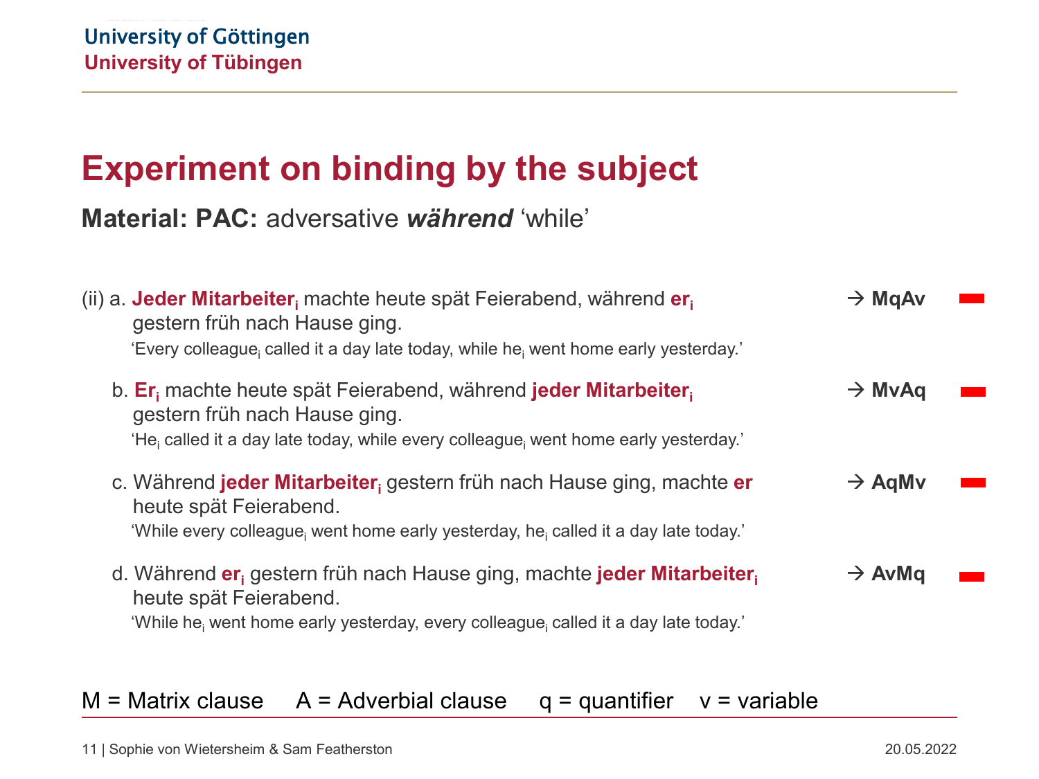# Experiment on binding by the subject

**Material: PAC:** adversative ***während*** 'while'

(ii) a. **Jeder Mitarbeiter$_i$** machte heute spät Feierabend, während **er$_i$** gestern früh nach Hause ging. → **MqAv**

'Every colleague$_i$ called it a day late today, while he$_i$ went home early yesterday.'

b. **Er$_i$** machte heute spät Feierabend, während **jeder Mitarbeiter$_i$** gestern früh nach Hause ging. → **MvAq**

'He$_i$ called it a day late today, while every colleague$_i$ went home early yesterday.'

c. Während **jeder Mitarbeiter$_i$** gestern früh nach Hause ging, machte **er** heute spät Feierabend. → **AqMv**

'While every colleague$_i$ went home early yesterday, he$_i$ called it a day late today.'

d. Während **er$_i$** gestern früh nach Hause ging, machte **jeder Mitarbeiter$_i$** heute spät Feierabend. → **AvMq**

'While he$_i$ went home early yesterday, every colleague$_i$ called it a day late today.'

M = Matrix clause  A = Adverbial clause  q = quantifier  v = variable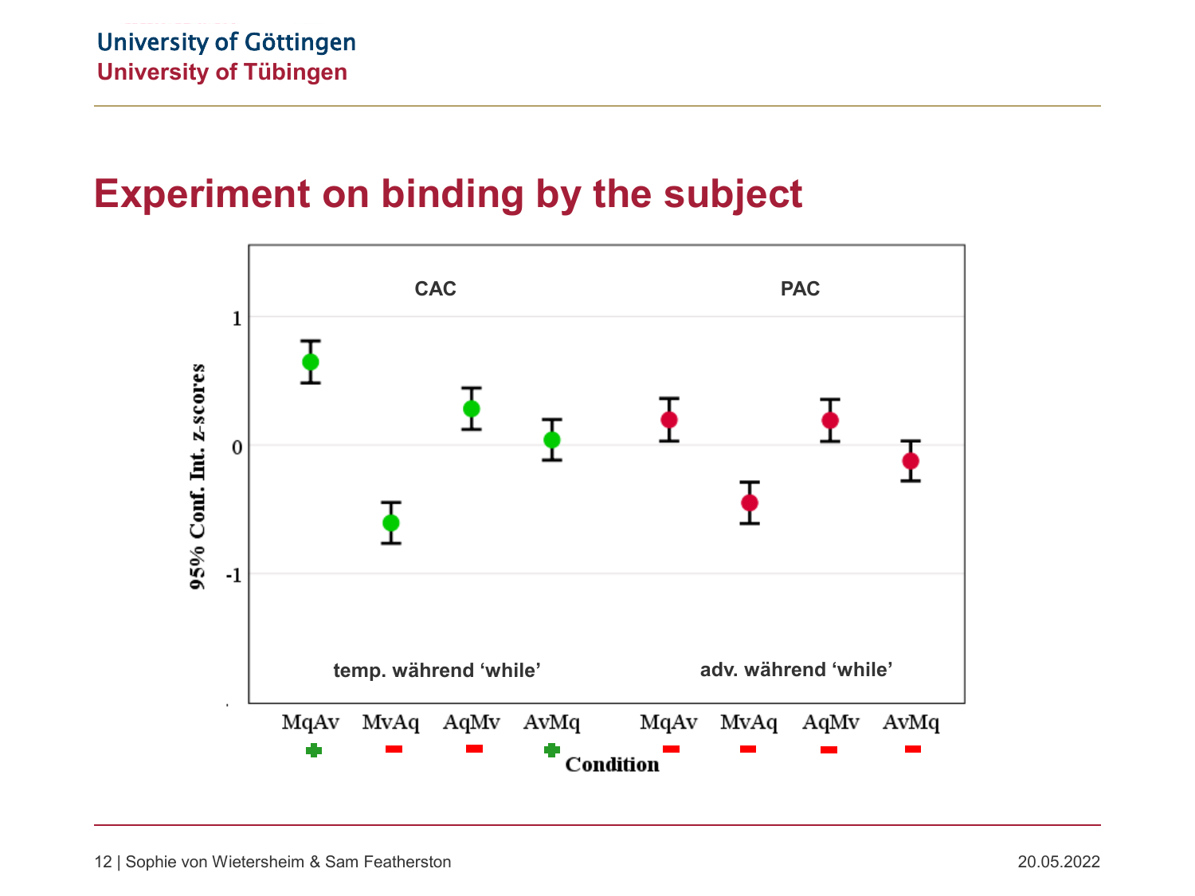# Experiment on binding by the subject

CAC | PAC

95% Conf. Int. z-scores

1

0

-1

temp. während 'while' | adv. während 'while'

MqAv | MvAq | AqMv | AvMq | MqAv | MvAq | AqMv | AvMq

+ | − | − | + | − | − | − | −

Condition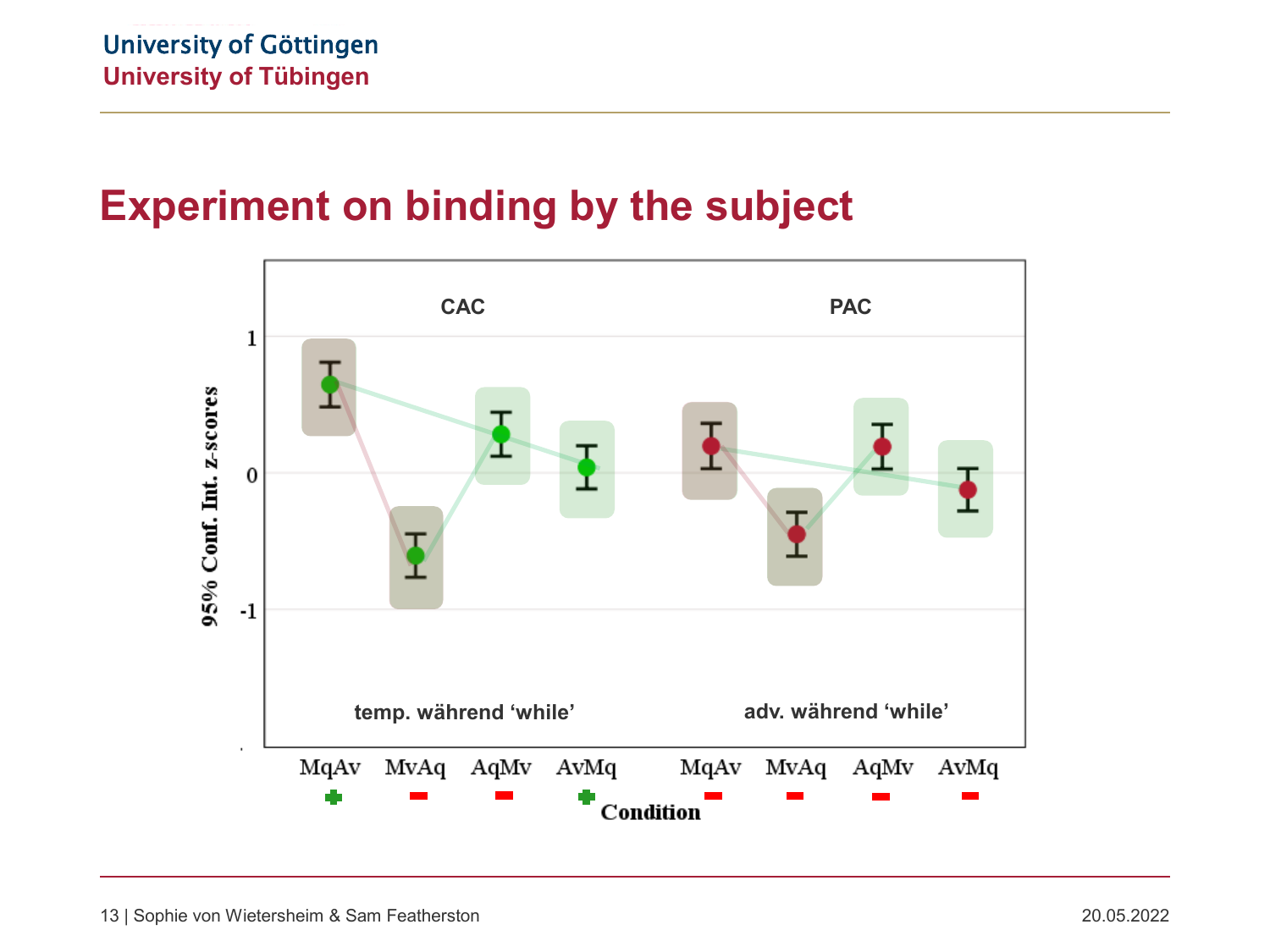# Experiment on binding by the subject

CAC

PAC

1

0

-1

95% Conf. Int. z-scores

temp. während 'while'

adv. während 'while'

MqAv MvAq AqMv AvMq MqAv MvAq AqMv AvMq

Condition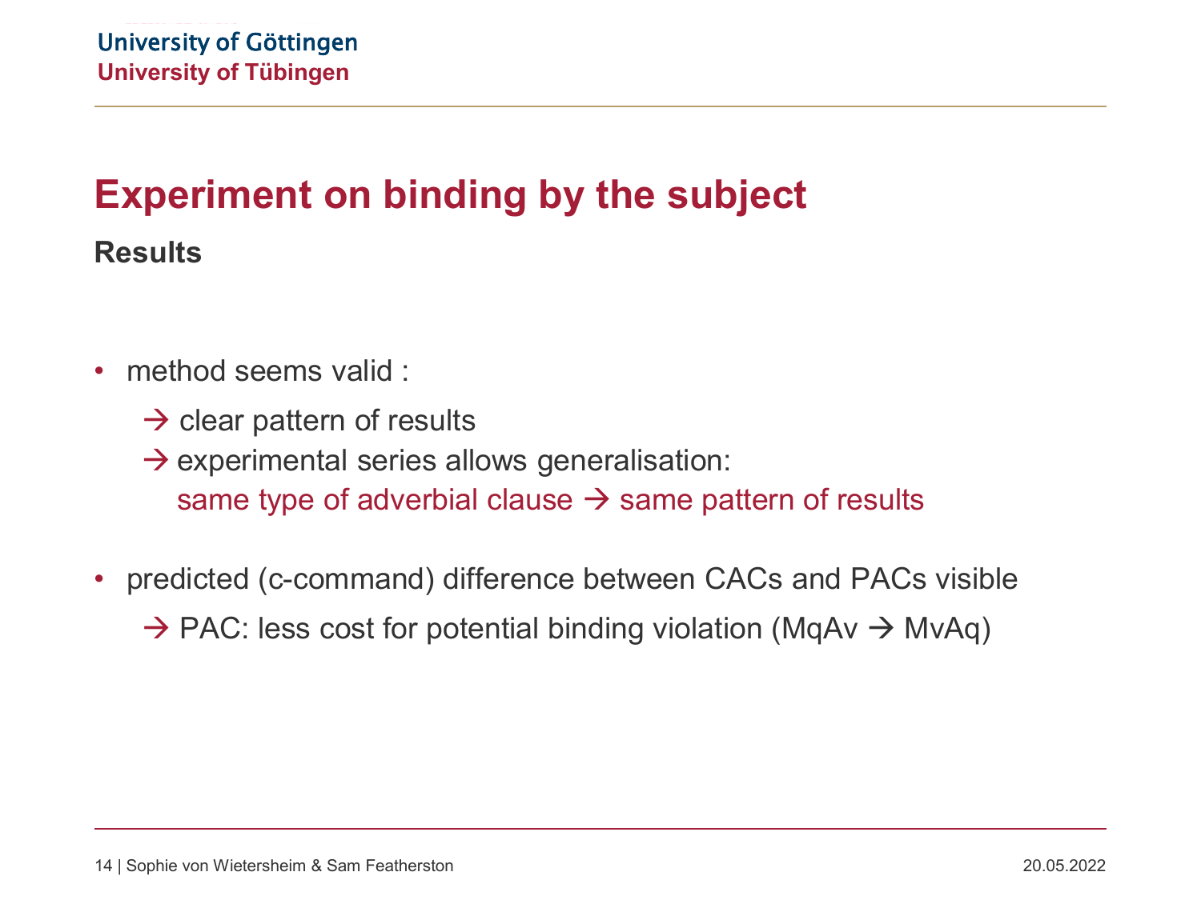# Experiment on binding by the subject

## Results

- method seems valid :
  - → clear pattern of results
  - → experimental series allows generalisation:
    same type of adverbial clause → same pattern of results
- predicted (c-command) difference between CACs and PACs visible
  - → PAC: less cost for potential binding violation (MqAv → MvAq)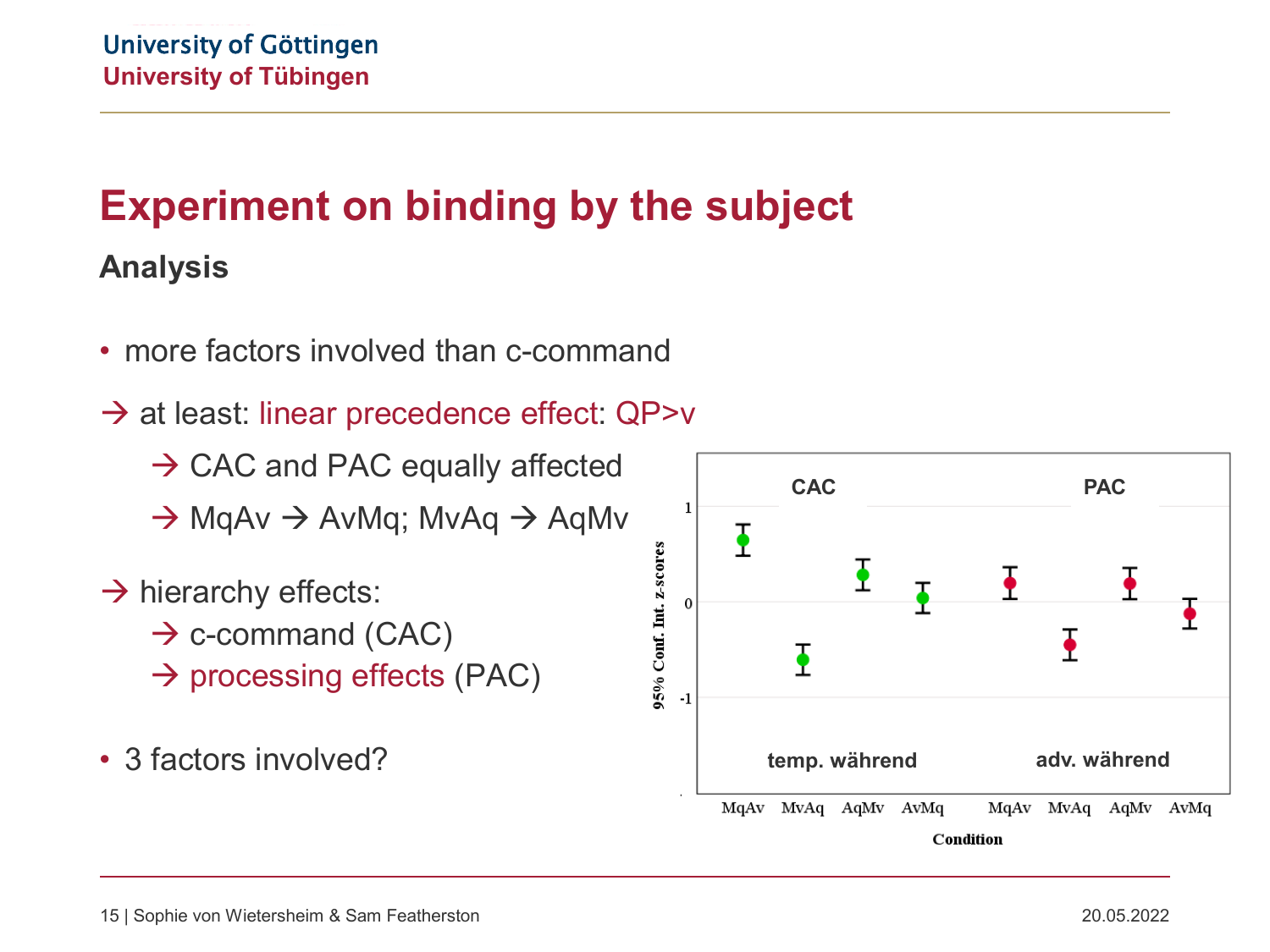# Experiment on binding by the subject

## Analysis

- more factors involved than c-command

→ at least: linear precedence effect: QP>v

  → CAC and PAC equally affected

  → MqAv → AvMq; MvAq → AqMv

→ hierarchy effects:

  → c-command (CAC)

  → processing effects (PAC)

- 3 factors involved?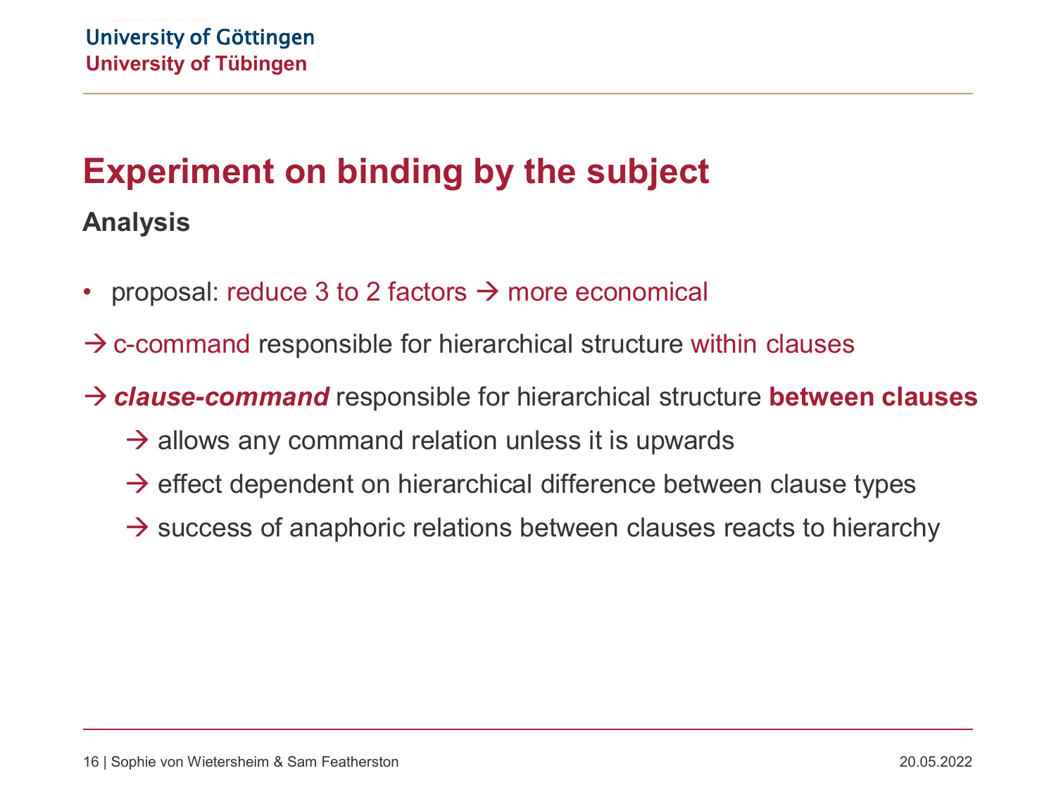# Experiment on binding by the subject

## Analysis

- proposal: reduce 3 to 2 factors → more economical

→ c-command responsible for hierarchical structure within clauses

→ ***clause-command*** responsible for hierarchical structure **between clauses**

  → allows any command relation unless it is upwards

  → effect dependent on hierarchical difference between clause types

  → success of anaphoric relations between clauses reacts to hierarchy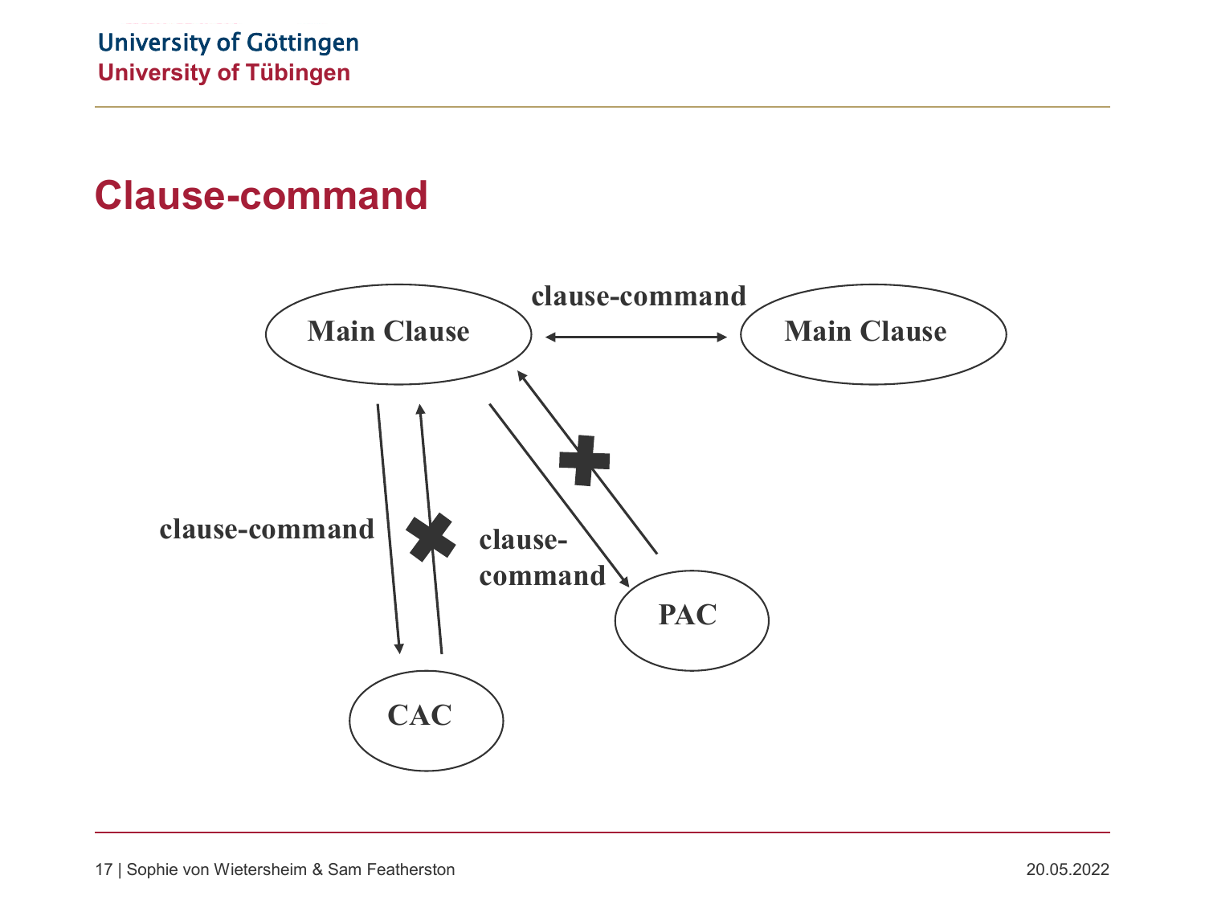# Clause-command

Main Clause ⟷ Main Clause: clause-command

Main Clause → CAC: clause-command

CAC → Main Clause: ✖

Main Clause → PAC: clause-command

PAC → Main Clause: ✖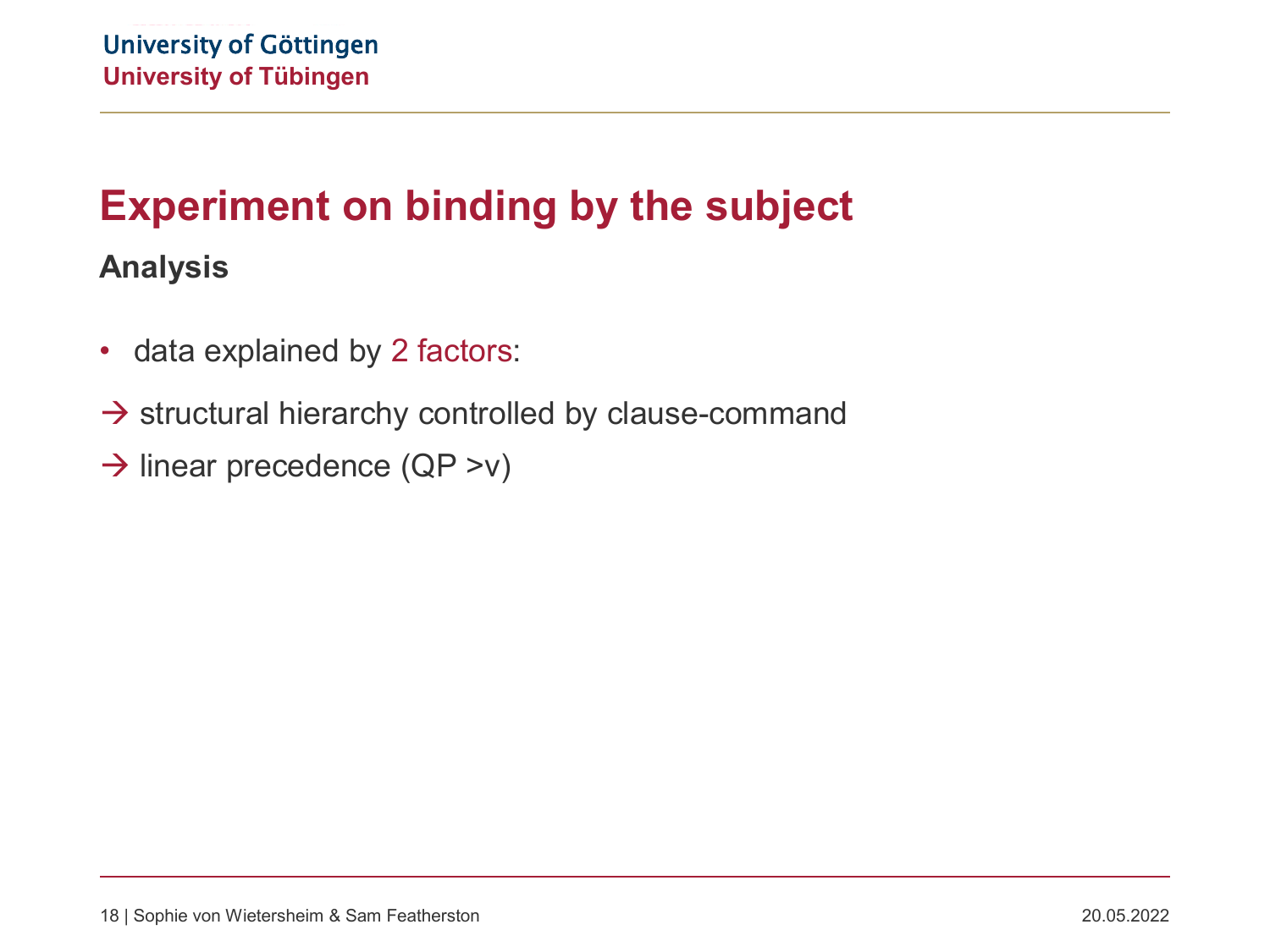# Experiment on binding by the subject

## Analysis

- data explained by 2 factors:

→ structural hierarchy controlled by clause-command

→ linear precedence (QP >v)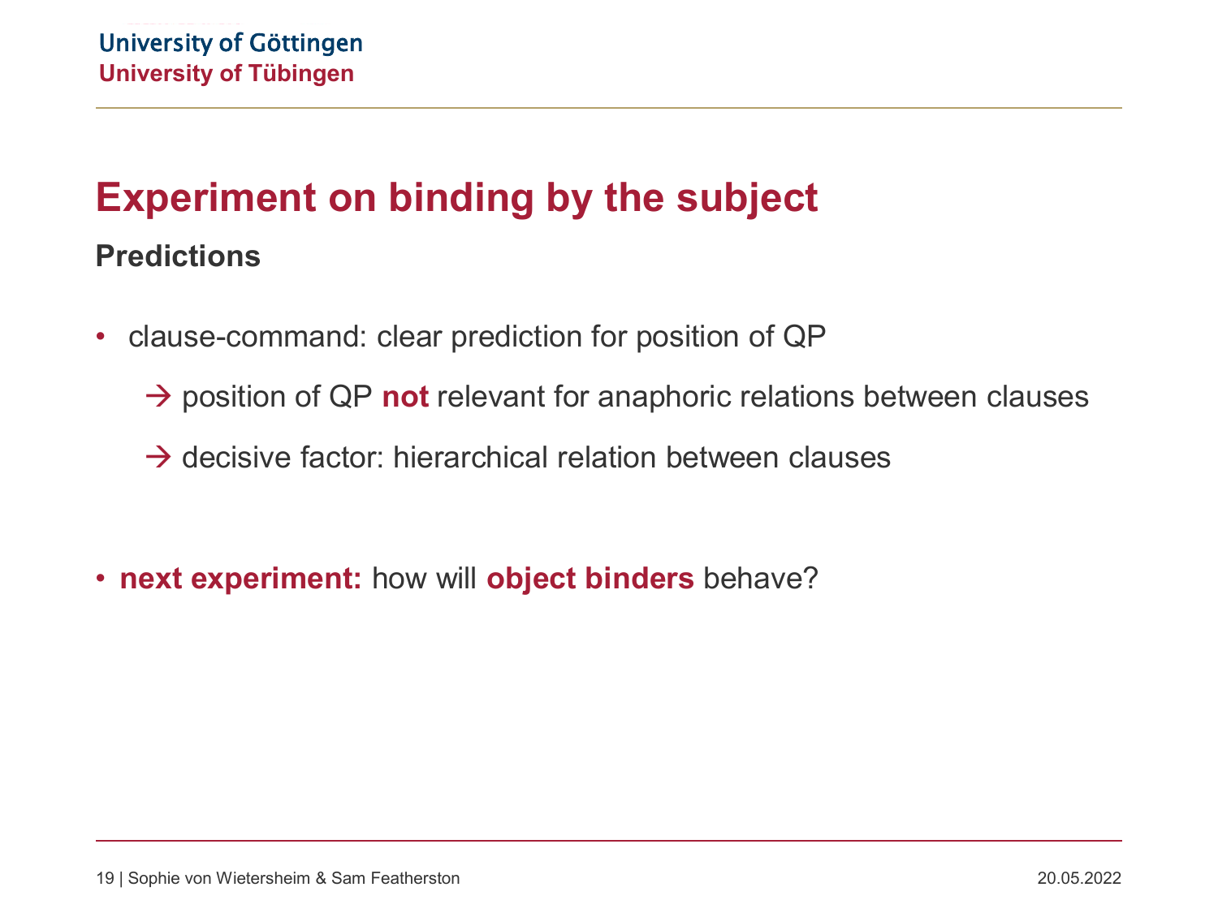# Experiment on binding by the subject

## Predictions

- clause-command: clear prediction for position of QP
  - → position of QP **not** relevant for anaphoric relations between clauses
  - → decisive factor: hierarchical relation between clauses

- **next experiment:** how will **object binders** behave?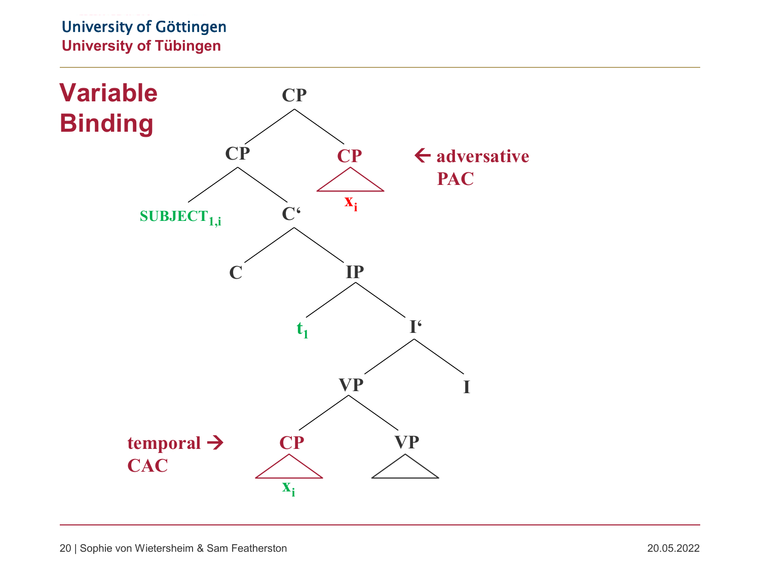# Variable Binding

```
                      CP
                 /          \
               CP            CP  ← adversative
             /    \         /\     PAC
  SUBJECT_1,i      C'      /__\
                 /    \     x_i
                C      IP
                     /    \
                   t_1     I'
                         /    \
                       VP      I
                     /    \
  temporal →       CP      VP
  CAC             /\       /\
                 /__\     /__\
                  x_i
```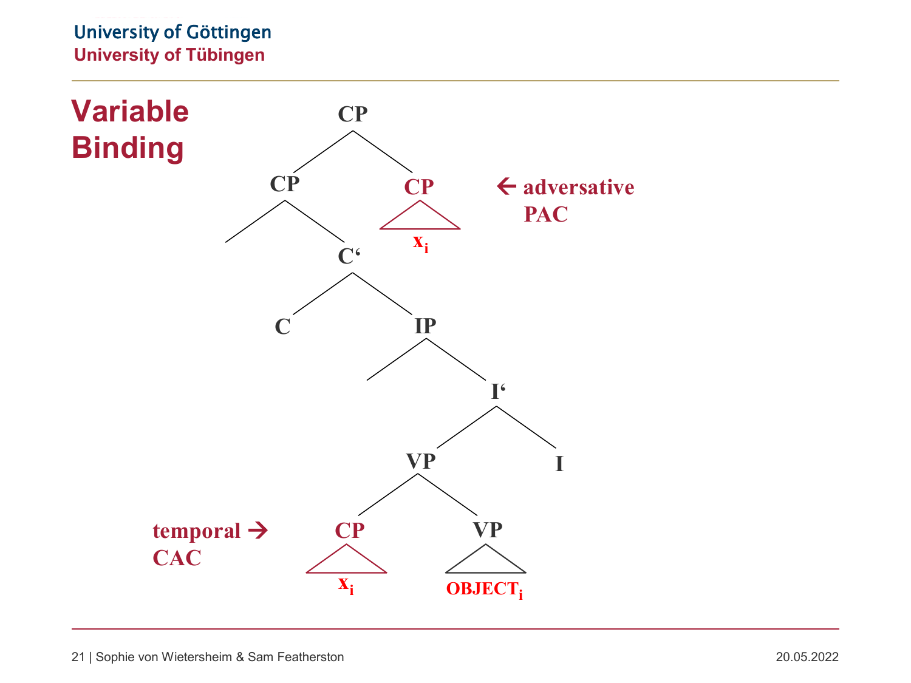# Variable Binding

```
                    CP
                  /    \
                CP      CP   ← adversative PAC
               /  \    /__\
                   C'   x_i
                  /  \
                 C    IP
                     /  \
                         I'
                        /  \
                      VP    I
                     /  \
temporal CAC →     CP    VP
                  /__\  /__\
                  x_i   OBJECT_i
```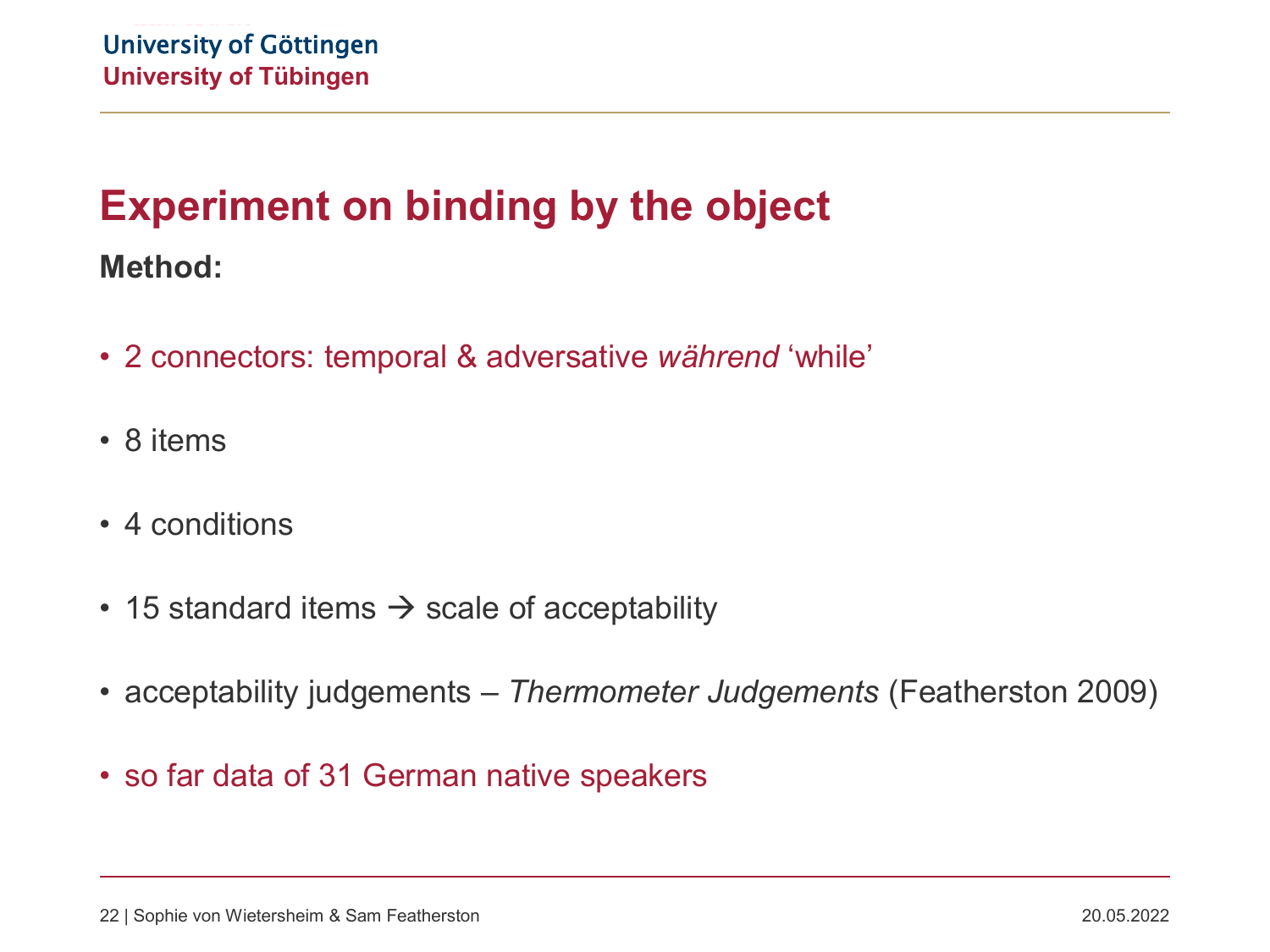# Experiment on binding by the object

**Method:**

- 2 connectors: temporal & adversative *während* 'while'
- 8 items
- 4 conditions
- 15 standard items → scale of acceptability
- acceptability judgements – *Thermometer Judgements* (Featherston 2009)
- so far data of 31 German native speakers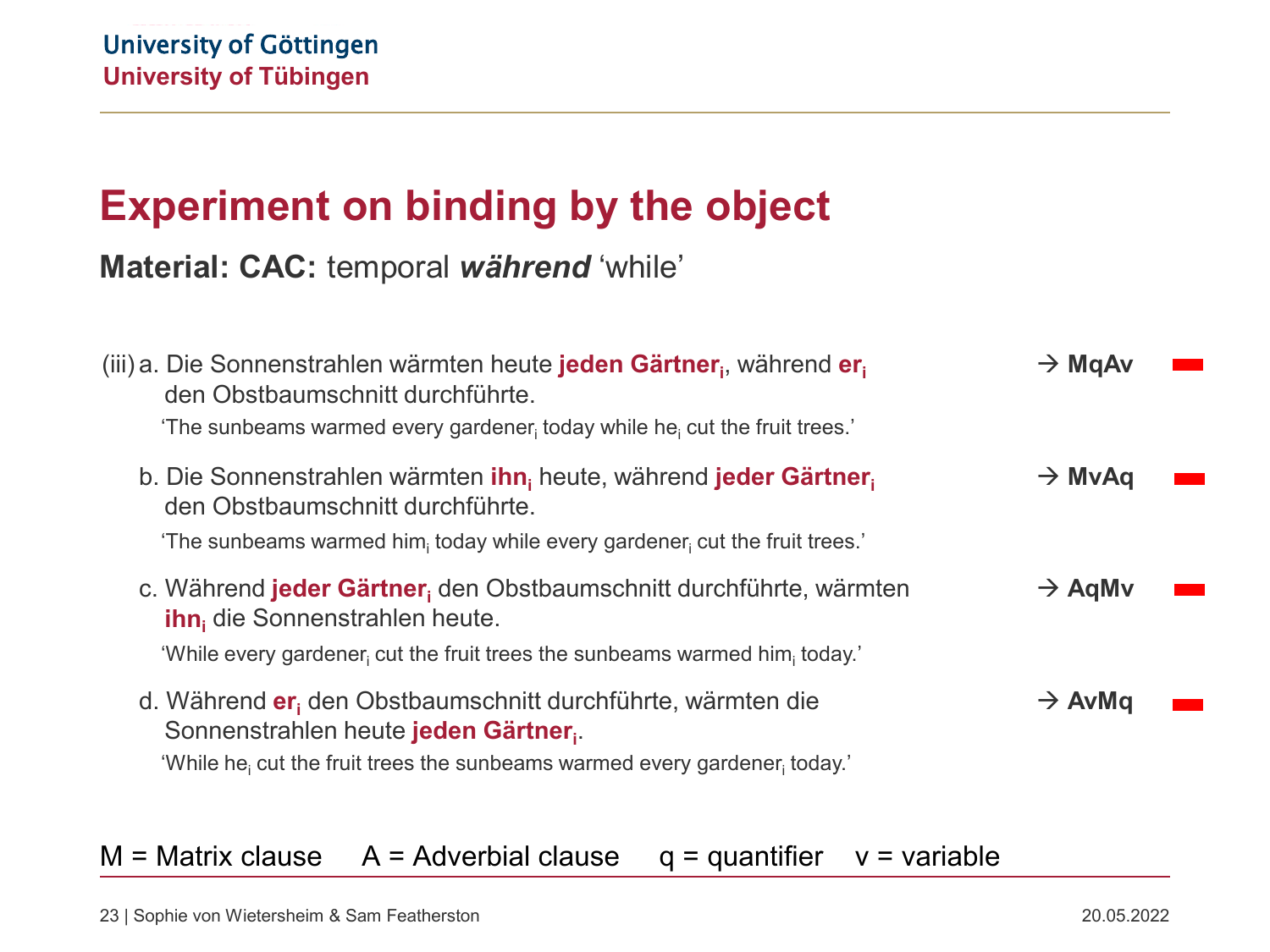University of Göttingen
University of Tübingen

# Experiment on binding by the object

**Material: CAC:** temporal ***während*** ‘while’

(iii) a. Die Sonnenstrahlen wärmten heute **jeden Gärtner$_i$**, während **er$_i$** den Obstbaumschnitt durchführte. → **MqAv**

‘The sunbeams warmed every gardener$_i$ today while he$_i$ cut the fruit trees.’

b. Die Sonnenstrahlen wärmten **ihn$_i$** heute, während **jeder Gärtner$_i$** den Obstbaumschnitt durchführte. → **MvAq**

‘The sunbeams warmed him$_i$ today while every gardener$_i$ cut the fruit trees.’

c. Während **jeder Gärtner$_i$** den Obstbaumschnitt durchführte, wärmten **ihn$_i$** die Sonnenstrahlen heute. → **AqMv**

‘While every gardener$_i$ cut the fruit trees the sunbeams warmed him$_i$ today.’

d. Während **er$_i$** den Obstbaumschnitt durchführte, wärmten die Sonnenstrahlen heute **jeden Gärtner$_i$**. → **AvMq**

‘While he$_i$ cut the fruit trees the sunbeams warmed every gardener$_i$ today.’

M = Matrix clause  A = Adverbial clause  q = quantifier  v = variable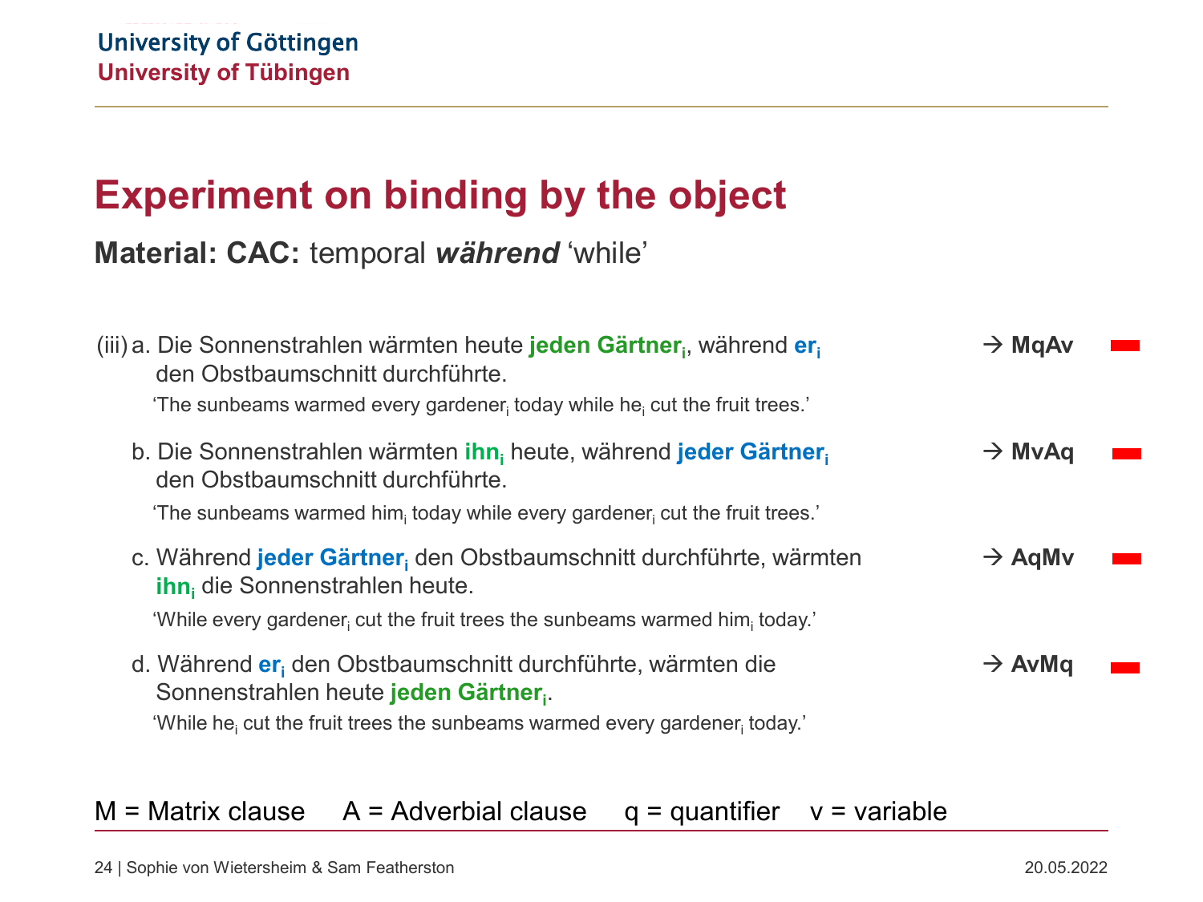# Experiment on binding by the object

**Material: CAC:** temporal ***während*** 'while'

(iii) a. Die Sonnenstrahlen wärmten heute **jeden Gärtner$_i$**, während **er$_i$** den Obstbaumschnitt durchführte. → **MqAv**

'The sunbeams warmed every gardener$_i$ today while he$_i$ cut the fruit trees.'

b. Die Sonnenstrahlen wärmten **ihn$_i$** heute, während **jeder Gärtner$_i$** den Obstbaumschnitt durchführte. → **MvAq**

'The sunbeams warmed him$_i$ today while every gardener$_i$ cut the fruit trees.'

c. Während **jeder Gärtner$_i$** den Obstbaumschnitt durchführte, wärmten **ihn$_i$** die Sonnenstrahlen heute. → **AqMv**

'While every gardener$_i$ cut the fruit trees the sunbeams warmed him$_i$ today.'

d. Während **er$_i$** den Obstbaumschnitt durchführte, wärmten die Sonnenstrahlen heute **jeden Gärtner$_i$**. → **AvMq**

'While he$_i$ cut the fruit trees the sunbeams warmed every gardener$_i$ today.'

M = Matrix clause A = Adverbial clause q = quantifier v = variable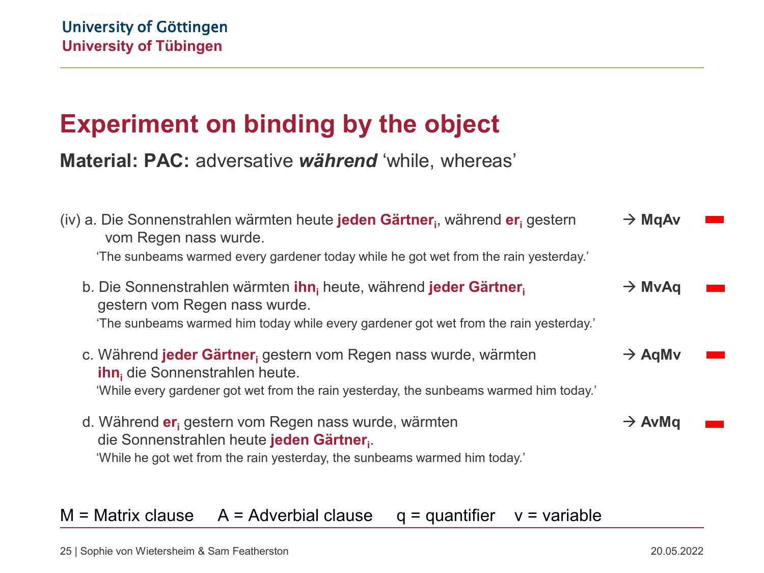# Experiment on binding by the object

**Material: PAC:** adversative ***während*** 'while, whereas'

(iv) a. Die Sonnenstrahlen wärmten heute **jeden Gärtner$_i$**, während **er$_i$** gestern vom Regen nass wurde. → **MqAv**

'The sunbeams warmed every gardener today while he got wet from the rain yesterday.'

b. Die Sonnenstrahlen wärmten **ihn$_i$** heute, während **jeder Gärtner$_i$** gestern vom Regen nass wurde. → **MvAq**

'The sunbeams warmed him today while every gardener got wet from the rain yesterday.'

c. Während **jeder Gärtner$_i$** gestern vom Regen nass wurde, wärmten **ihn$_i$** die Sonnenstrahlen heute. → **AqMv**

'While every gardener got wet from the rain yesterday, the sunbeams warmed him today.'

d. Während **er$_i$** gestern vom Regen nass wurde, wärmten die Sonnenstrahlen heute **jeden Gärtner$_i$**. → **AvMq**

'While he got wet from the rain yesterday, the sunbeams warmed him today.'

M = Matrix clause A = Adverbial clause q = quantifier v = variable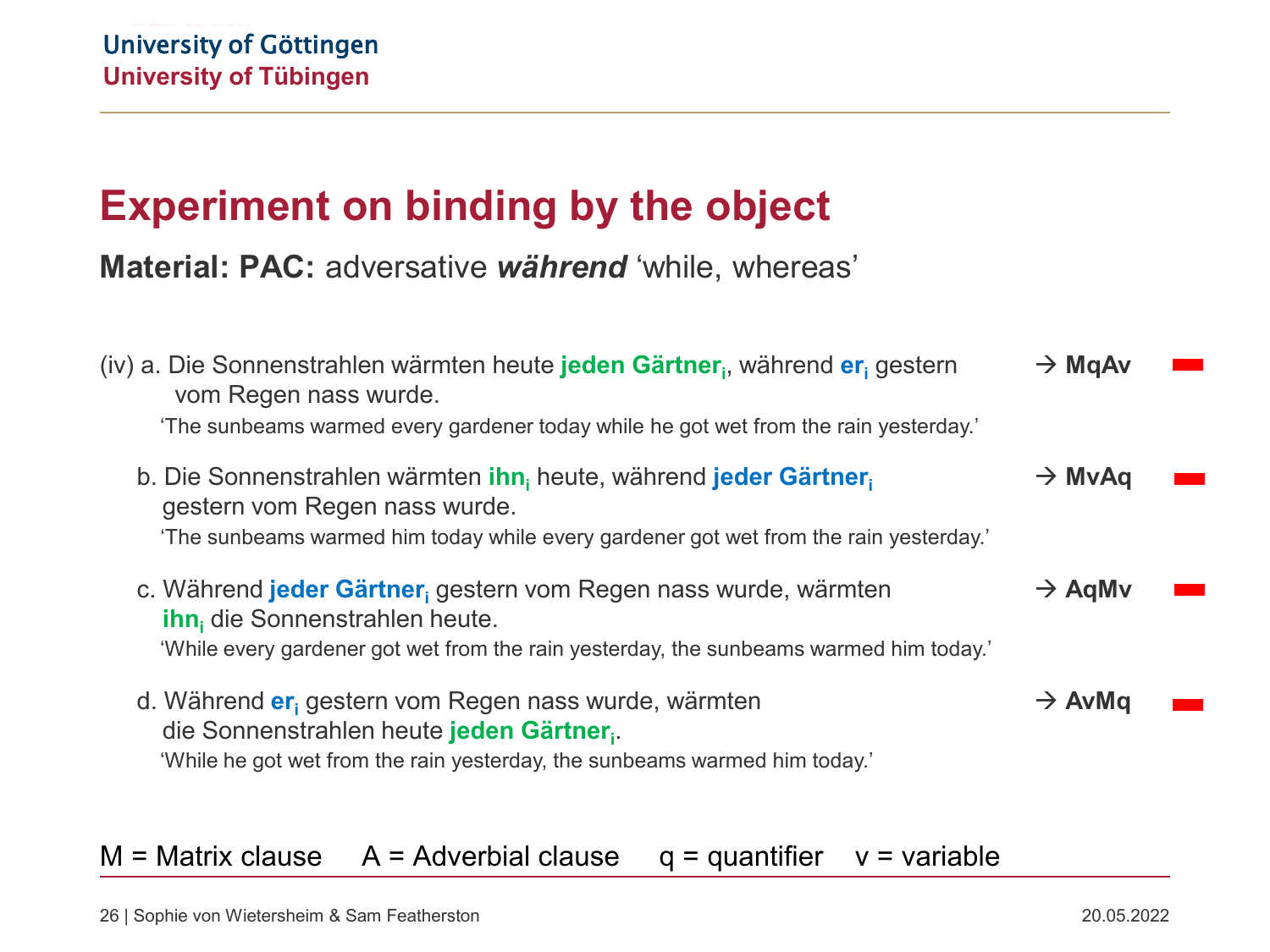# Experiment on binding by the object

**Material: PAC:** adversative ***während*** 'while, whereas'

(iv) a. Die Sonnenstrahlen wärmten heute **jeden Gärtner**$_i$, während **er**$_i$ gestern vom Regen nass wurde. → **MqAv**

'The sunbeams warmed every gardener today while he got wet from the rain yesterday.'

b. Die Sonnenstrahlen wärmten **ihn**$_i$ heute, während **jeder Gärtner**$_i$ gestern vom Regen nass wurde. → **MvAq**

'The sunbeams warmed him today while every gardener got wet from the rain yesterday.'

c. Während **jeder Gärtner**$_i$ gestern vom Regen nass wurde, wärmten **ihn**$_i$ die Sonnenstrahlen heute. → **AqMv**

'While every gardener got wet from the rain yesterday, the sunbeams warmed him today.'

d. Während **er**$_i$ gestern vom Regen nass wurde, wärmten die Sonnenstrahlen heute **jeden Gärtner**$_i$. → **AvMq**

'While he got wet from the rain yesterday, the sunbeams warmed him today.'

M = Matrix clause  A = Adverbial clause  q = quantifier  v = variable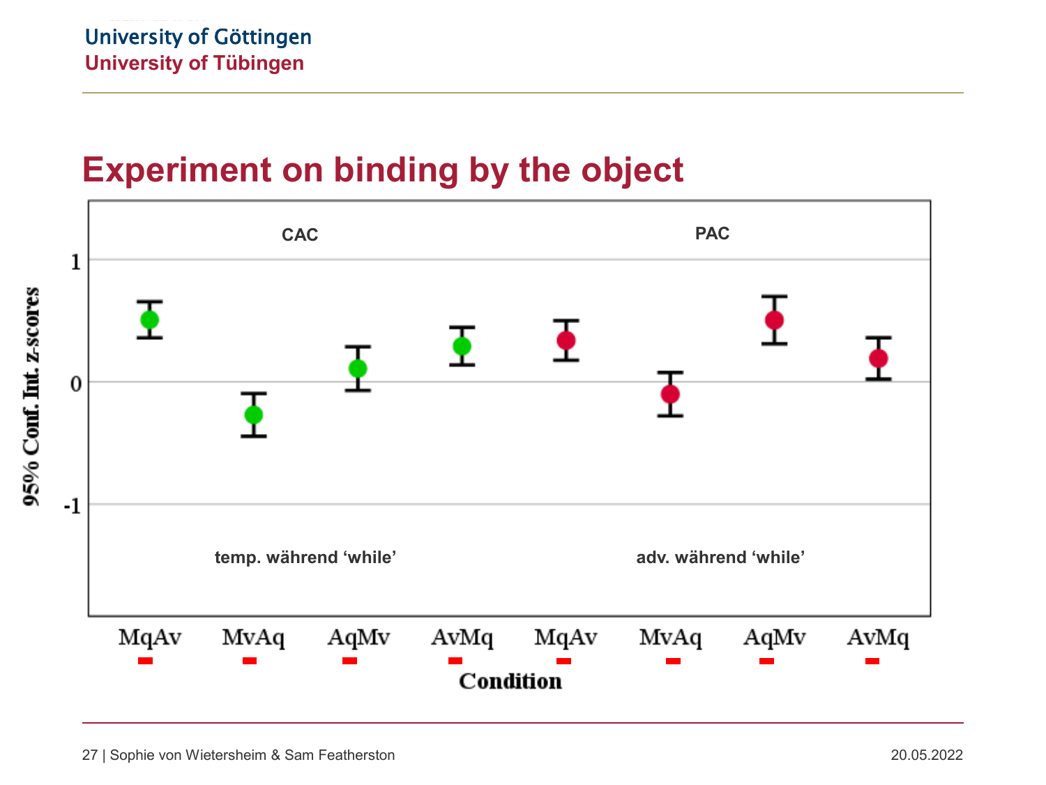# Experiment on binding by the object

CAC

PAC

temp. während 'while'

adv. während 'while'

95% Conf. Int. z-scores

Condition

MqAv MvAq AqMv AvMq MqAv MvAq AqMv AvMq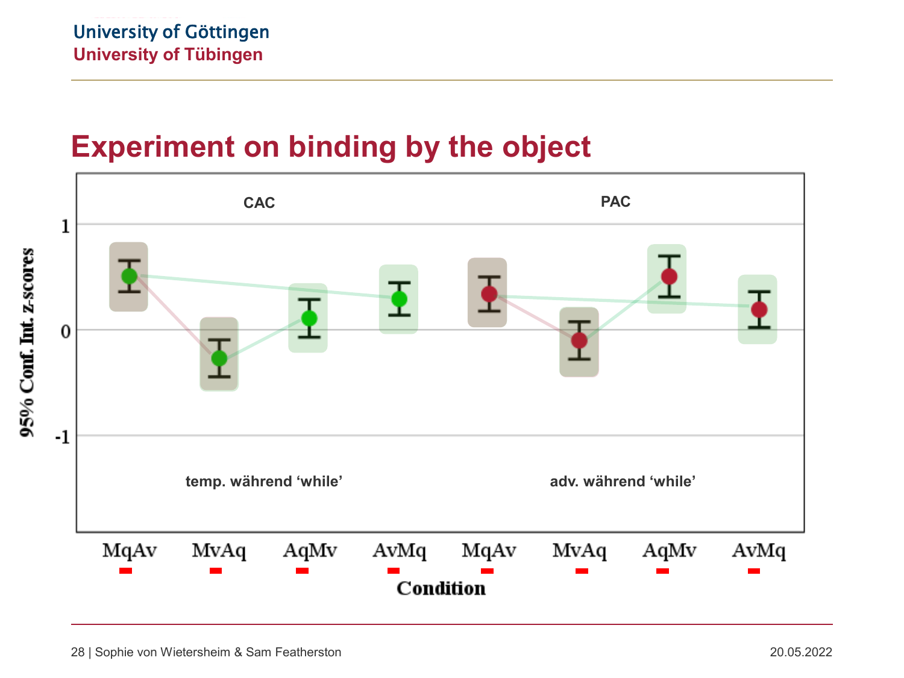# Experiment on binding by the object

CAC

PAC

temp. während 'while'

adv. während 'while'

95% Conf. Int. z-scores

1

0

-1

MqAv MvAq AqMv AvMq MqAv MvAq AqMv AvMq

Condition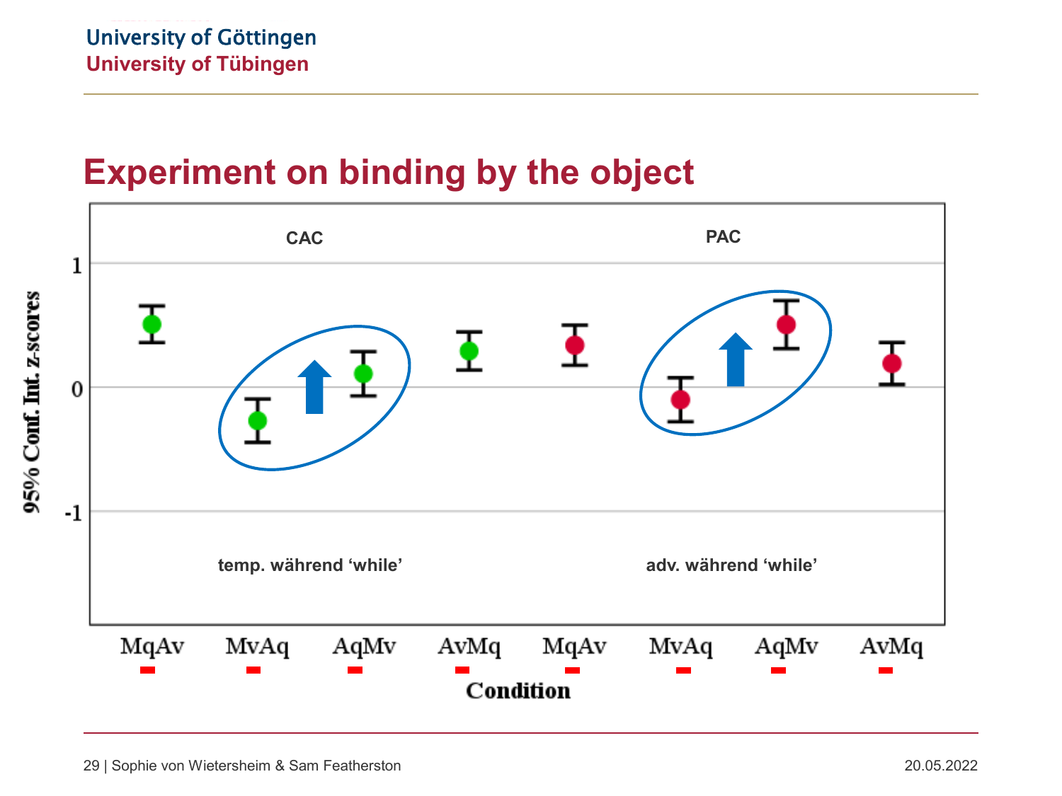# Experiment on binding by the object

CAC

PAC

1

0

-1

95% Conf. Int. z-scores

temp. während 'while'

adv. während 'while'

MqAv MvAq AqMv AvMq MqAv MvAq AqMv AvMq

Condition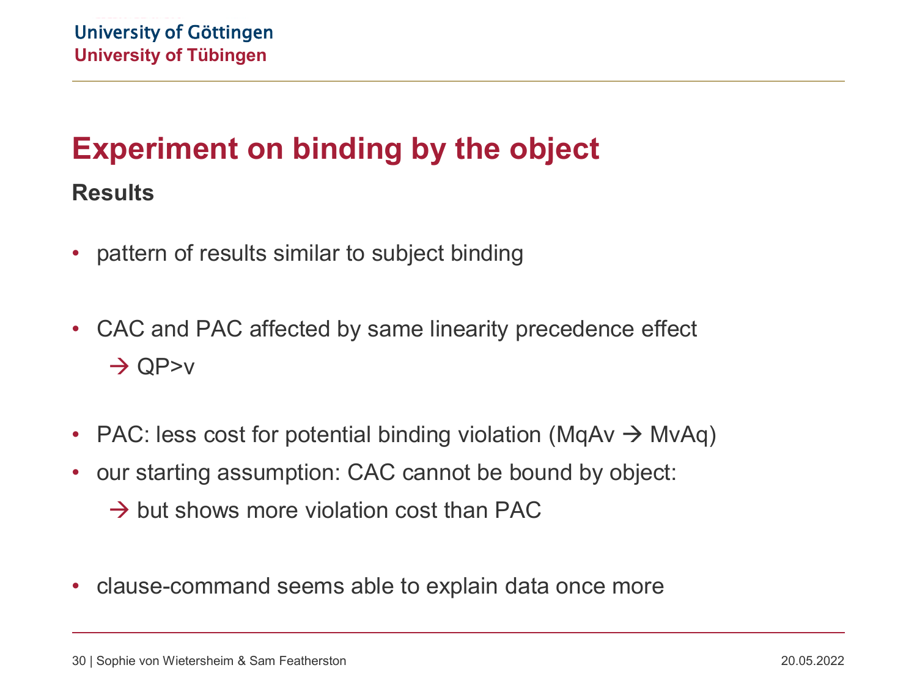# Experiment on binding by the object

## Results

- pattern of results similar to subject binding

- CAC and PAC affected by same linearity precedence effect
  → QP>v

- PAC: less cost for potential binding violation (MqAv → MvAq)
- our starting assumption: CAC cannot be bound by object:
  → but shows more violation cost than PAC

- clause-command seems able to explain data once more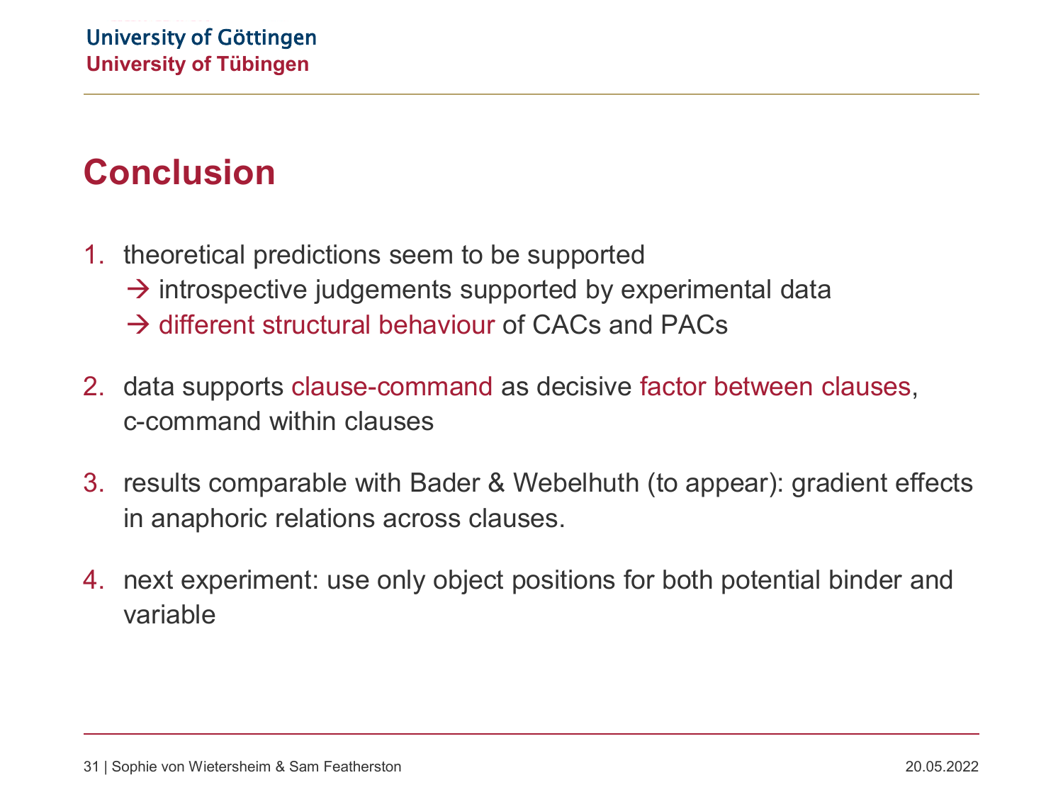# Conclusion

1. theoretical predictions seem to be supported
   → introspective judgements supported by experimental data
   → different structural behaviour of CACs and PACs

2. data supports clause-command as decisive factor between clauses, c-command within clauses

3. results comparable with Bader & Webelhuth (to appear): gradient effects in anaphoric relations across clauses.

4. next experiment: use only object positions for both potential binder and variable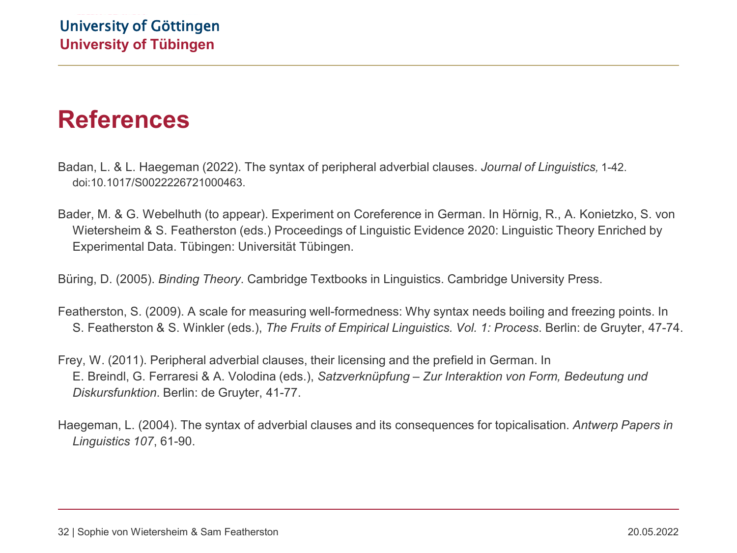# References

Badan, L. & L. Haegeman (2022). The syntax of peripheral adverbial clauses. *Journal of Linguistics,* 1-42. doi:10.1017/S0022226721000463.

Bader, M. & G. Webelhuth (to appear). Experiment on Coreference in German. In Hörnig, R., A. Konietzko, S. von Wietersheim & S. Featherston (eds.) Proceedings of Linguistic Evidence 2020: Linguistic Theory Enriched by Experimental Data. Tübingen: Universität Tübingen.

Büring, D. (2005). *Binding Theory*. Cambridge Textbooks in Linguistics. Cambridge University Press.

Featherston, S. (2009). A scale for measuring well-formedness: Why syntax needs boiling and freezing points. In S. Featherston & S. Winkler (eds.), *The Fruits of Empirical Linguistics. Vol. 1: Process*. Berlin: de Gruyter, 47-74.

Frey, W. (2011). Peripheral adverbial clauses, their licensing and the prefield in German. In E. Breindl, G. Ferraresi & A. Volodina (eds.), *Satzverknüpfung – Zur Interaktion von Form, Bedeutung und Diskursfunktion*. Berlin: de Gruyter, 41-77.

Haegeman, L. (2004). The syntax of adverbial clauses and its consequences for topicalisation. *Antwerp Papers in Linguistics 107*, 61-90.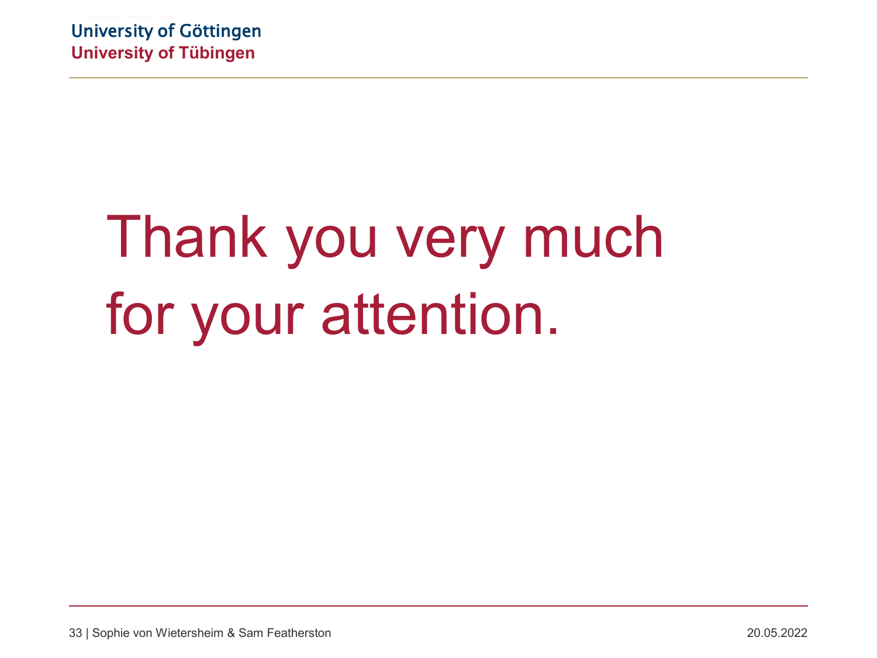# Thank you very much for your attention.